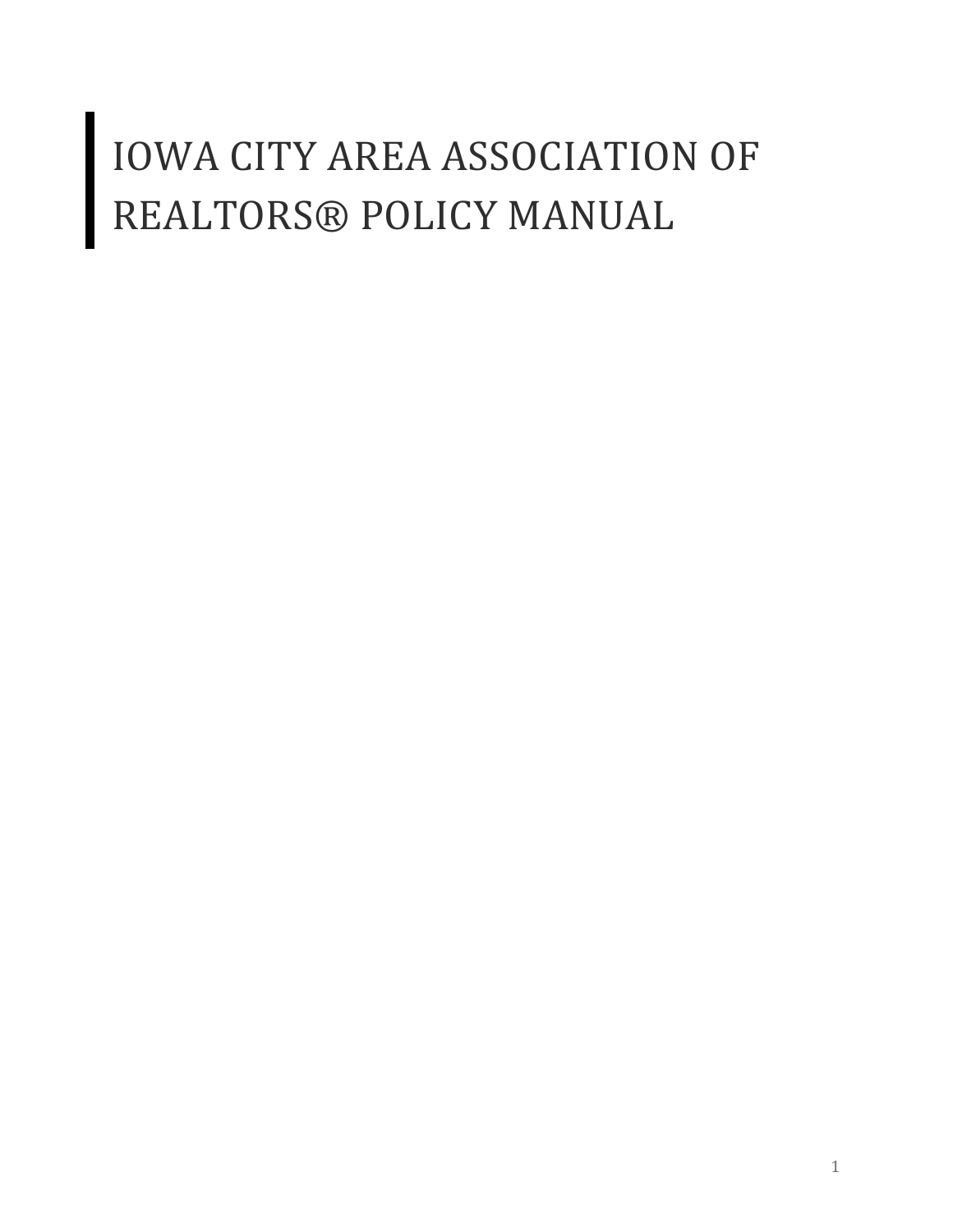# IOWA CITY AREA ASSOCIATION OF REALTORS® POLICY MANUAL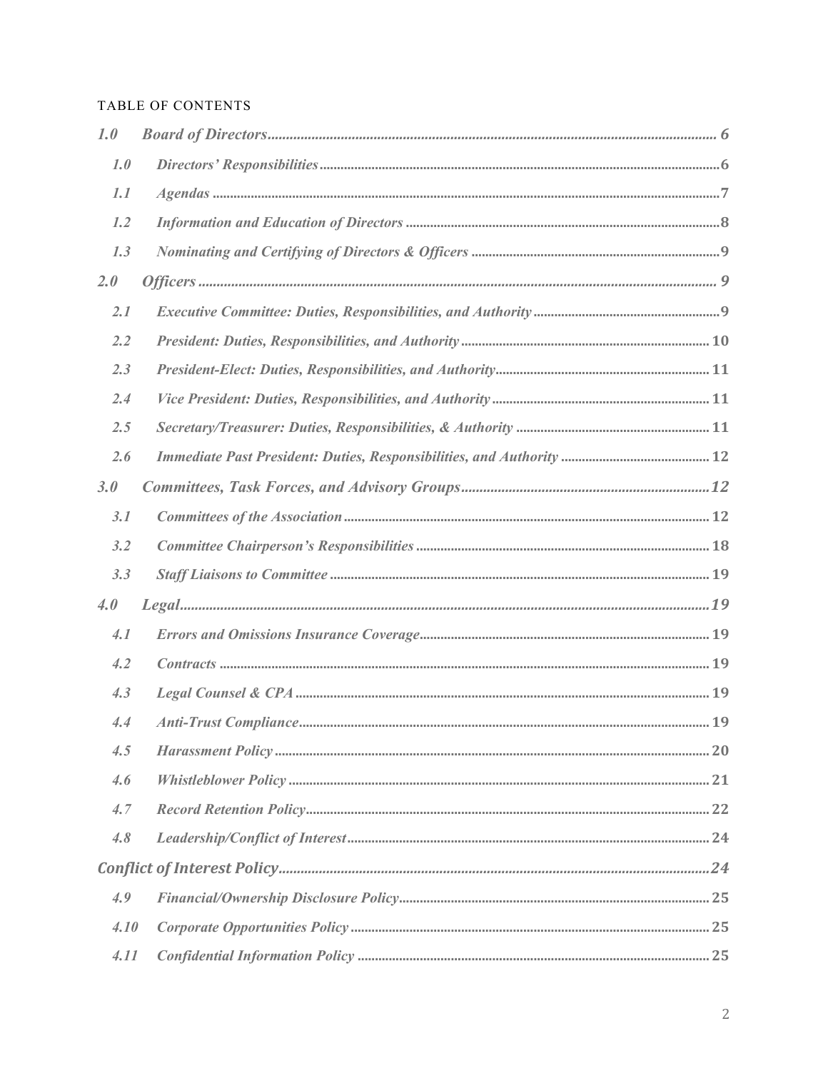TABLE OF CONTENTS

| | | |
|---|---|---|
| *1.0* | *Board of Directors* | 6 |
| *1.0* | *Directors' Responsibilities* | 6 |
| *1.1* | *Agendas* | 7 |
| *1.2* | *Information and Education of Directors* | 8 |
| *1.3* | *Nominating and Certifying of Directors & Officers* | 9 |
| *2.0* | *Officers* | 9 |
| *2.1* | *Executive Committee: Duties, Responsibilities, and Authority* | 9 |
| *2.2* | *President: Duties, Responsibilities, and Authority* | 10 |
| *2.3* | *President-Elect: Duties, Responsibilities, and Authority* | 11 |
| *2.4* | *Vice President: Duties, Responsibilities, and Authority* | 11 |
| *2.5* | *Secretary/Treasurer: Duties, Responsibilities, & Authority* | 11 |
| *2.6* | *Immediate Past President: Duties, Responsibilities, and Authority* | 12 |
| *3.0* | *Committees, Task Forces, and Advisory Groups* | *12* |
| *3.1* | *Committees of the Association* | 12 |
| *3.2* | *Committee Chairperson's Responsibilities* | 18 |
| *3.3* | *Staff Liaisons to Committee* | 19 |
| *4.0* | *Legal* | *19* |
| *4.1* | *Errors and Omissions Insurance Coverage* | 19 |
| *4.2* | *Contracts* | 19 |
| *4.3* | *Legal Counsel & CPA* | 19 |
| *4.4* | *Anti-Trust Compliance* | 19 |
| *4.5* | *Harassment Policy* | 20 |
| *4.6* | *Whistleblower Policy* | 21 |
| *4.7* | *Record Retention Policy* | 22 |
| *4.8* | *Leadership/Conflict of Interest* | 24 |
| *Conflict of Interest Policy* | | *24* |
| *4.9* | *Financial/Ownership Disclosure Policy* | 25 |
| *4.10* | *Corporate Opportunities Policy* | 25 |
| *4.11* | *Confidential Information Policy* | 25 |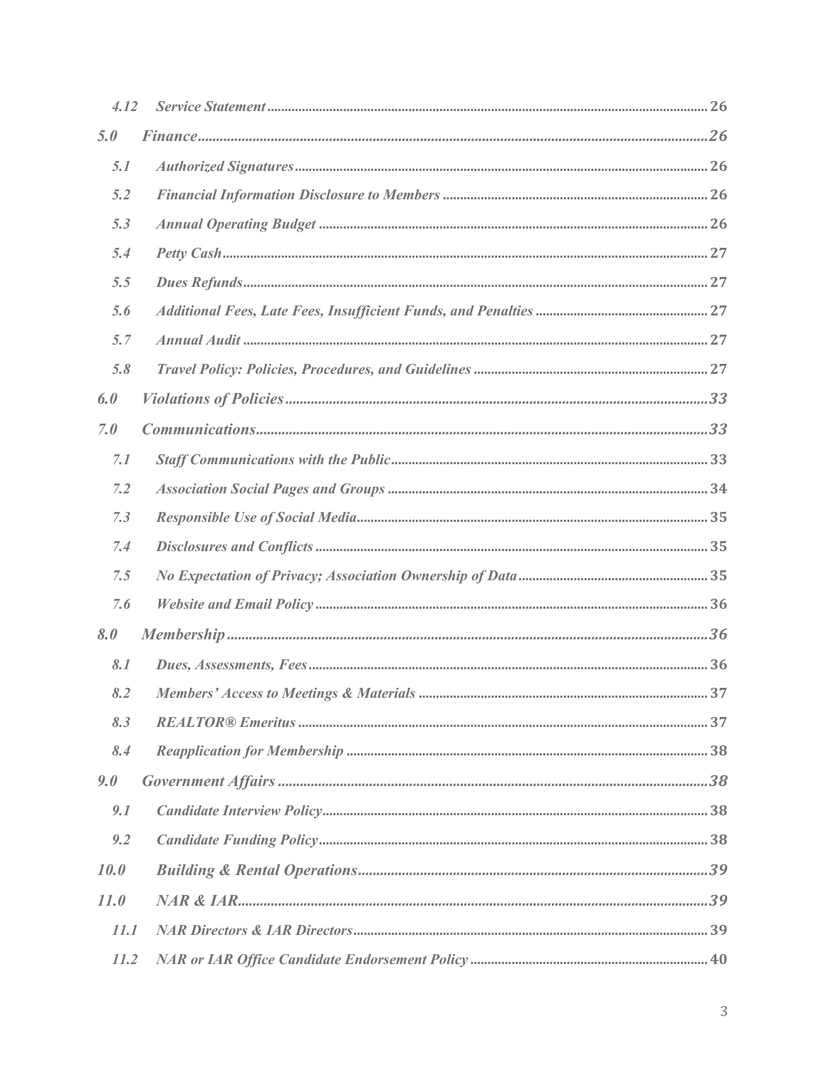| | | |
|---|---|---|
| *4.12* | *Service Statement* | 26 |
| ***5.0*** | ***Finance*** | ***26*** |
| *5.1* | ***Authorized Signatures*** | 26 |
| *5.2* | ***Financial Information Disclosure to Members*** | 26 |
| *5.3* | ***Annual Operating Budget*** | 26 |
| *5.4* | ***Petty Cash*** | 27 |
| *5.5* | ***Dues Refunds*** | 27 |
| *5.6* | ***Additional Fees, Late Fees, Insufficient Funds, and Penalties*** | 27 |
| *5.7* | ***Annual Audit*** | 27 |
| *5.8* | ***Travel Policy: Policies, Procedures, and Guidelines*** | 27 |
| ***6.0*** | ***Violations of Policies*** | ***33*** |
| ***7.0*** | ***Communications*** | ***33*** |
| *7.1* | ***Staff Communications with the Public*** | 33 |
| *7.2* | ***Association Social Pages and Groups*** | 34 |
| *7.3* | ***Responsible Use of Social Media*** | 35 |
| *7.4* | ***Disclosures and Conflicts*** | 35 |
| *7.5* | ***No Expectation of Privacy; Association Ownership of Data*** | 35 |
| *7.6* | ***Website and Email Policy*** | 36 |
| ***8.0*** | ***Membership*** | ***36*** |
| *8.1* | ***Dues, Assessments, Fees*** | 36 |
| *8.2* | ***Members' Access to Meetings & Materials*** | 37 |
| *8.3* | ***REALTOR® Emeritus*** | 37 |
| *8.4* | ***Reapplication for Membership*** | 38 |
| ***9.0*** | ***Government Affairs*** | ***38*** |
| *9.1* | ***Candidate Interview Policy*** | 38 |
| *9.2* | ***Candidate Funding Policy*** | 38 |
| ***10.0*** | ***Building & Rental Operations*** | ***39*** |
| ***11.0*** | ***NAR & IAR*** | ***39*** |
| *11.1* | ***NAR Directors & IAR Directors*** | 39 |
| *11.2* | ***NAR or IAR Office Candidate Endorsement Policy*** | 40 |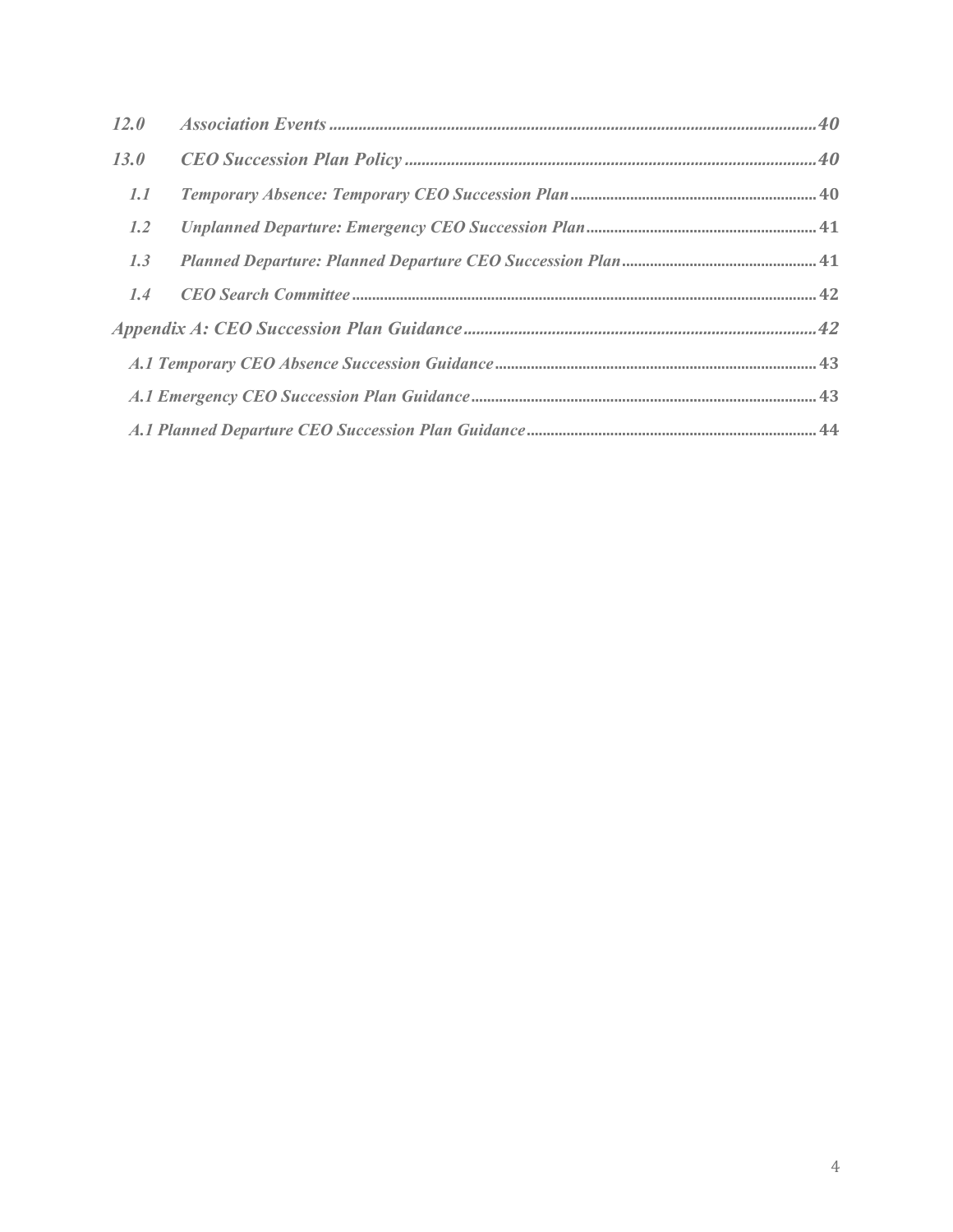*12.0 Association Events* .......... *40*

*13.0 CEO Succession Plan Policy* .......... *40*

- *1.1 Temporary Absence: Temporary CEO Succession Plan* .......... 40
- *1.2 Unplanned Departure: Emergency CEO Succession Plan* .......... 41
- *1.3 Planned Departure: Planned Departure CEO Succession Plan* .......... 41
- *1.4 CEO Search Committee* .......... 42

*Appendix A: CEO Succession Plan Guidance* .......... *42*

- *A.1 Temporary CEO Absence Succession Guidance* .......... 43
- *A.1 Emergency CEO Succession Plan Guidance* .......... 43
- *A.1 Planned Departure CEO Succession Plan Guidance* .......... 44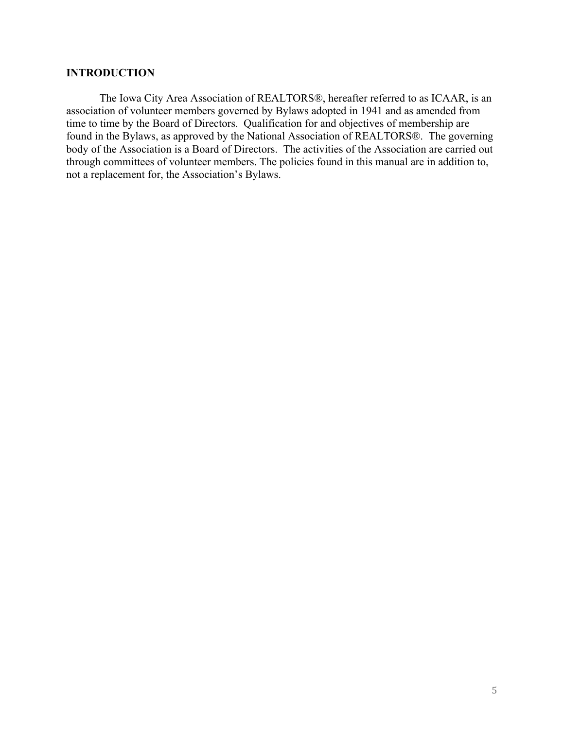# INTRODUCTION

The Iowa City Area Association of REALTORS®, hereafter referred to as ICAAR, is an association of volunteer members governed by Bylaws adopted in 1941 and as amended from time to time by the Board of Directors. Qualification for and objectives of membership are found in the Bylaws, as approved by the National Association of REALTORS®. The governing body of the Association is a Board of Directors. The activities of the Association are carried out through committees of volunteer members. The policies found in this manual are in addition to, not a replacement for, the Association's Bylaws.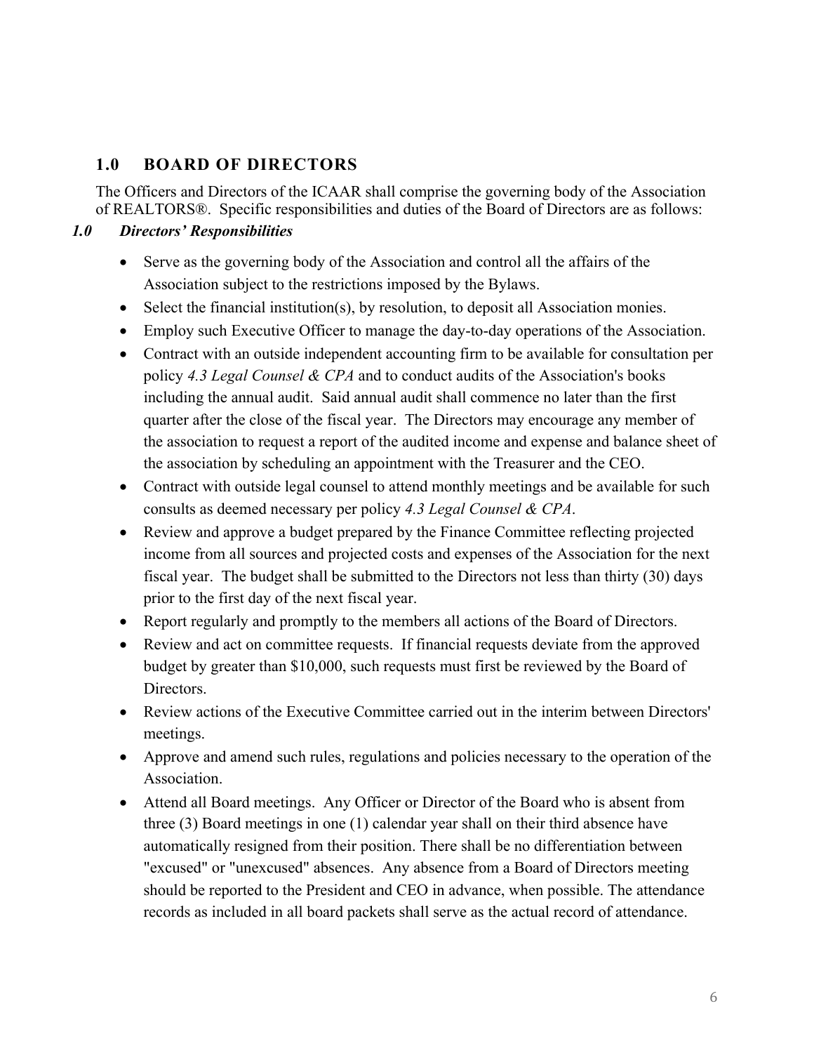## 1.0 BOARD OF DIRECTORS

The Officers and Directors of the ICAAR shall comprise the governing body of the Association of REALTORS®. Specific responsibilities and duties of the Board of Directors are as follows:

### *1.0 Directors' Responsibilities*

- Serve as the governing body of the Association and control all the affairs of the Association subject to the restrictions imposed by the Bylaws.
- Select the financial institution(s), by resolution, to deposit all Association monies.
- Employ such Executive Officer to manage the day-to-day operations of the Association.
- Contract with an outside independent accounting firm to be available for consultation per policy *4.3 Legal Counsel & CPA* and to conduct audits of the Association's books including the annual audit. Said annual audit shall commence no later than the first quarter after the close of the fiscal year. The Directors may encourage any member of the association to request a report of the audited income and expense and balance sheet of the association by scheduling an appointment with the Treasurer and the CEO.
- Contract with outside legal counsel to attend monthly meetings and be available for such consults as deemed necessary per policy *4.3 Legal Counsel & CPA*.
- Review and approve a budget prepared by the Finance Committee reflecting projected income from all sources and projected costs and expenses of the Association for the next fiscal year. The budget shall be submitted to the Directors not less than thirty (30) days prior to the first day of the next fiscal year.
- Report regularly and promptly to the members all actions of the Board of Directors.
- Review and act on committee requests. If financial requests deviate from the approved budget by greater than $10,000, such requests must first be reviewed by the Board of Directors.
- Review actions of the Executive Committee carried out in the interim between Directors' meetings.
- Approve and amend such rules, regulations and policies necessary to the operation of the Association.
- Attend all Board meetings. Any Officer or Director of the Board who is absent from three (3) Board meetings in one (1) calendar year shall on their third absence have automatically resigned from their position. There shall be no differentiation between "excused" or "unexcused" absences. Any absence from a Board of Directors meeting should be reported to the President and CEO in advance, when possible. The attendance records as included in all board packets shall serve as the actual record of attendance.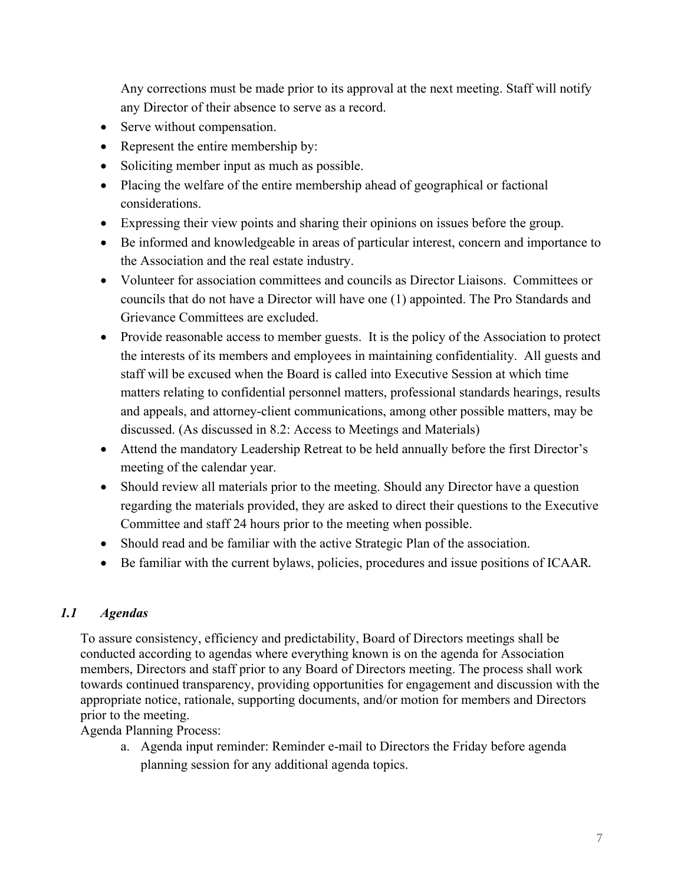Any corrections must be made prior to its approval at the next meeting. Staff will notify any Director of their absence to serve as a record.

- Serve without compensation.
- Represent the entire membership by:
- Soliciting member input as much as possible.
- Placing the welfare of the entire membership ahead of geographical or factional considerations.
- Expressing their view points and sharing their opinions on issues before the group.
- Be informed and knowledgeable in areas of particular interest, concern and importance to the Association and the real estate industry.
- Volunteer for association committees and councils as Director Liaisons. Committees or councils that do not have a Director will have one (1) appointed. The Pro Standards and Grievance Committees are excluded.
- Provide reasonable access to member guests. It is the policy of the Association to protect the interests of its members and employees in maintaining confidentiality. All guests and staff will be excused when the Board is called into Executive Session at which time matters relating to confidential personnel matters, professional standards hearings, results and appeals, and attorney-client communications, among other possible matters, may be discussed. (As discussed in 8.2: Access to Meetings and Materials)
- Attend the mandatory Leadership Retreat to be held annually before the first Director's meeting of the calendar year.
- Should review all materials prior to the meeting. Should any Director have a question regarding the materials provided, they are asked to direct their questions to the Executive Committee and staff 24 hours prior to the meeting when possible.
- Should read and be familiar with the active Strategic Plan of the association.
- Be familiar with the current bylaws, policies, procedures and issue positions of ICAAR.

### *1.1 Agendas*

To assure consistency, efficiency and predictability, Board of Directors meetings shall be conducted according to agendas where everything known is on the agenda for Association members, Directors and staff prior to any Board of Directors meeting. The process shall work towards continued transparency, providing opportunities for engagement and discussion with the appropriate notice, rationale, supporting documents, and/or motion for members and Directors prior to the meeting.

Agenda Planning Process:

a. Agenda input reminder: Reminder e-mail to Directors the Friday before agenda planning session for any additional agenda topics.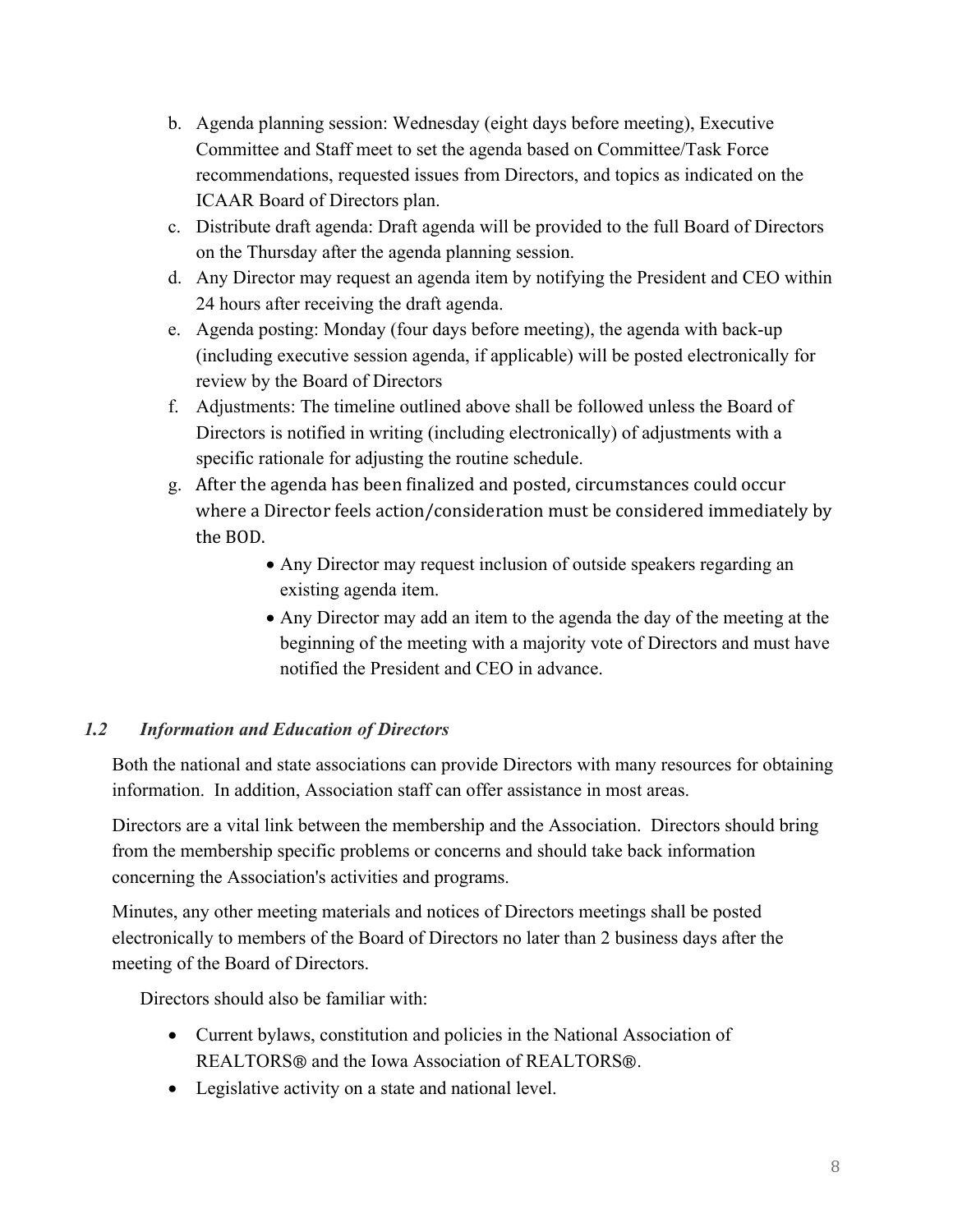b. Agenda planning session: Wednesday (eight days before meeting), Executive Committee and Staff meet to set the agenda based on Committee/Task Force recommendations, requested issues from Directors, and topics as indicated on the ICAAR Board of Directors plan.
c. Distribute draft agenda: Draft agenda will be provided to the full Board of Directors on the Thursday after the agenda planning session.
d. Any Director may request an agenda item by notifying the President and CEO within 24 hours after receiving the draft agenda.
e. Agenda posting: Monday (four days before meeting), the agenda with back-up (including executive session agenda, if applicable) will be posted electronically for review by the Board of Directors
f. Adjustments: The timeline outlined above shall be followed unless the Board of Directors is notified in writing (including electronically) of adjustments with a specific rationale for adjusting the routine schedule.
g. After the agenda has been finalized and posted, circumstances could occur where a Director feels action/consideration must be considered immediately by the BOD.
    - Any Director may request inclusion of outside speakers regarding an existing agenda item.
    - Any Director may add an item to the agenda the day of the meeting at the beginning of the meeting with a majority vote of Directors and must have notified the President and CEO in advance.

### *1.2 Information and Education of Directors*

Both the national and state associations can provide Directors with many resources for obtaining information. In addition, Association staff can offer assistance in most areas.

Directors are a vital link between the membership and the Association. Directors should bring from the membership specific problems or concerns and should take back information concerning the Association's activities and programs.

Minutes, any other meeting materials and notices of Directors meetings shall be posted electronically to members of the Board of Directors no later than 2 business days after the meeting of the Board of Directors.

Directors should also be familiar with:

- Current bylaws, constitution and policies in the National Association of REALTORS® and the Iowa Association of REALTORS®.
- Legislative activity on a state and national level.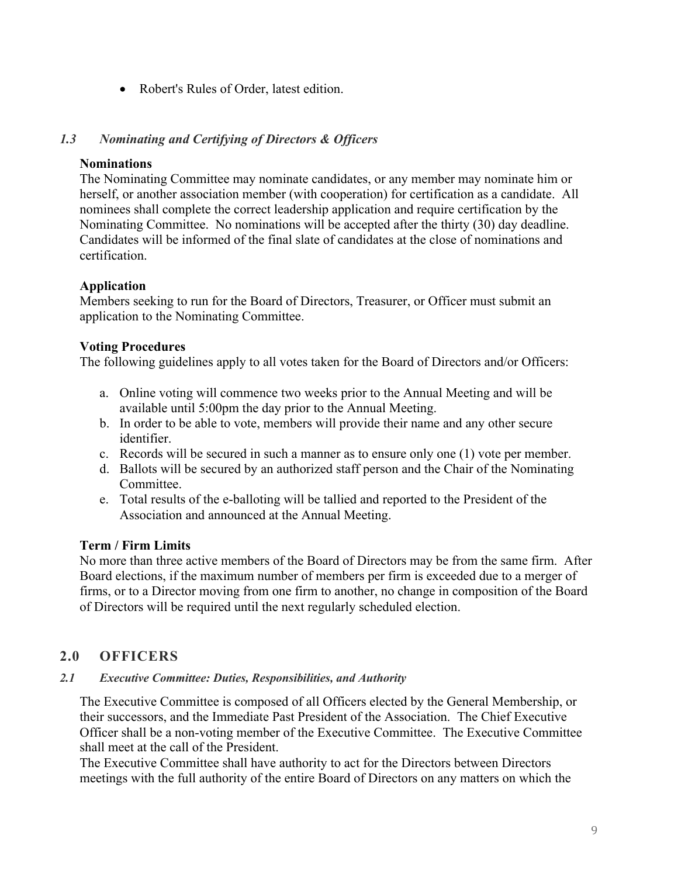- Robert's Rules of Order, latest edition.

### *1.3 Nominating and Certifying of Directors & Officers*

**Nominations**
The Nominating Committee may nominate candidates, or any member may nominate him or herself, or another association member (with cooperation) for certification as a candidate. All nominees shall complete the correct leadership application and require certification by the Nominating Committee. No nominations will be accepted after the thirty (30) day deadline. Candidates will be informed of the final slate of candidates at the close of nominations and certification.

**Application**
Members seeking to run for the Board of Directors, Treasurer, or Officer must submit an application to the Nominating Committee.

**Voting Procedures**
The following guidelines apply to all votes taken for the Board of Directors and/or Officers:

a. Online voting will commence two weeks prior to the Annual Meeting and will be available until 5:00pm the day prior to the Annual Meeting.
b. In order to be able to vote, members will provide their name and any other secure identifier.
c. Records will be secured in such a manner as to ensure only one (1) vote per member.
d. Ballots will be secured by an authorized staff person and the Chair of the Nominating Committee.
e. Total results of the e-balloting will be tallied and reported to the President of the Association and announced at the Annual Meeting.

**Term / Firm Limits**
No more than three active members of the Board of Directors may be from the same firm. After Board elections, if the maximum number of members per firm is exceeded due to a merger of firms, or to a Director moving from one firm to another, no change in composition of the Board of Directors will be required until the next regularly scheduled election.

## 2.0 OFFICERS

### *2.1 Executive Committee: Duties, Responsibilities, and Authority*

The Executive Committee is composed of all Officers elected by the General Membership, or their successors, and the Immediate Past President of the Association. The Chief Executive Officer shall be a non-voting member of the Executive Committee. The Executive Committee shall meet at the call of the President.
The Executive Committee shall have authority to act for the Directors between Directors meetings with the full authority of the entire Board of Directors on any matters on which the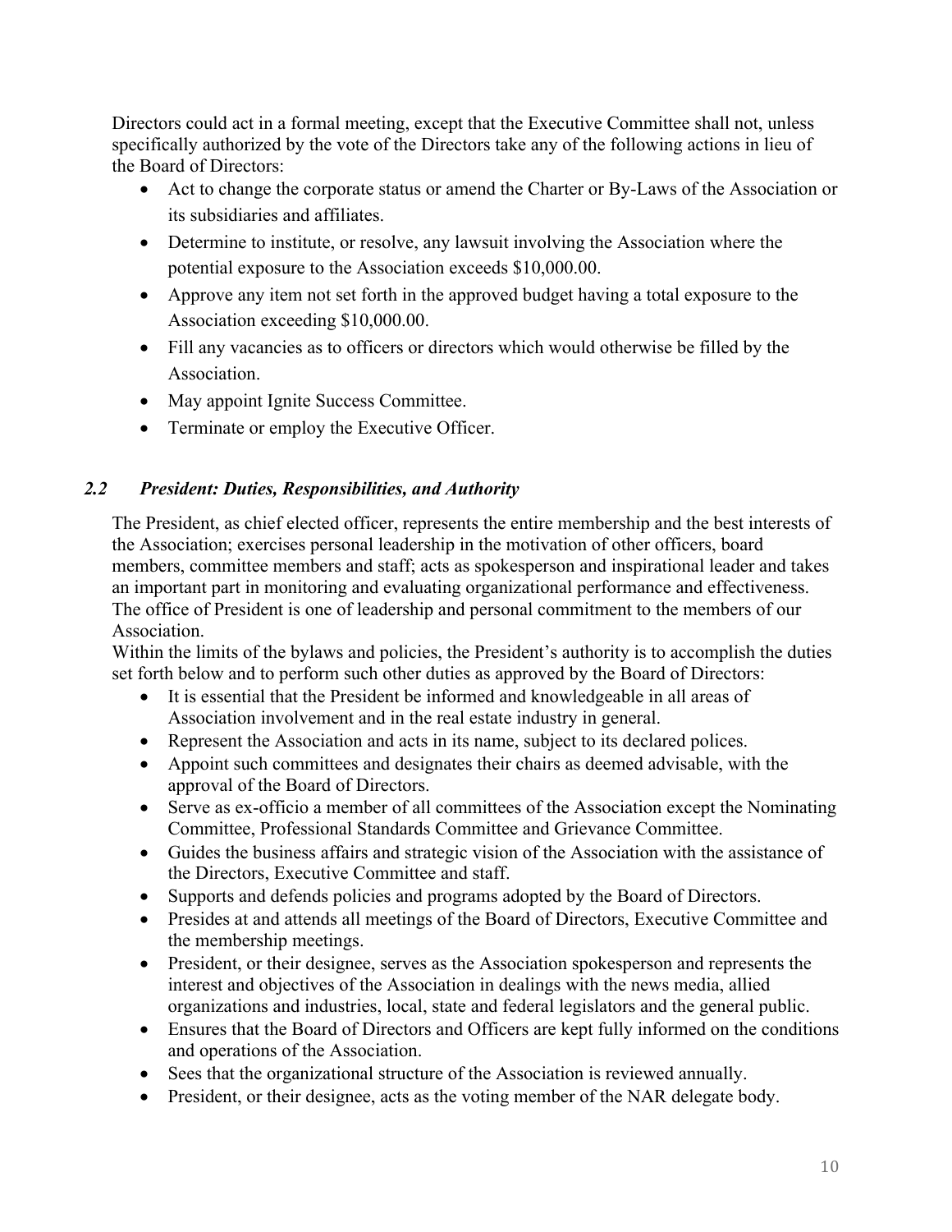Directors could act in a formal meeting, except that the Executive Committee shall not, unless specifically authorized by the vote of the Directors take any of the following actions in lieu of the Board of Directors:

- Act to change the corporate status or amend the Charter or By-Laws of the Association or its subsidiaries and affiliates.
- Determine to institute, or resolve, any lawsuit involving the Association where the potential exposure to the Association exceeds $10,000.00.
- Approve any item not set forth in the approved budget having a total exposure to the Association exceeding $10,000.00.
- Fill any vacancies as to officers or directors which would otherwise be filled by the Association.
- May appoint Ignite Success Committee.
- Terminate or employ the Executive Officer.

### *2.2 President: Duties, Responsibilities, and Authority*

The President, as chief elected officer, represents the entire membership and the best interests of the Association; exercises personal leadership in the motivation of other officers, board members, committee members and staff; acts as spokesperson and inspirational leader and takes an important part in monitoring and evaluating organizational performance and effectiveness. The office of President is one of leadership and personal commitment to the members of our Association.

Within the limits of the bylaws and policies, the President's authority is to accomplish the duties set forth below and to perform such other duties as approved by the Board of Directors:

- It is essential that the President be informed and knowledgeable in all areas of Association involvement and in the real estate industry in general.
- Represent the Association and acts in its name, subject to its declared polices.
- Appoint such committees and designates their chairs as deemed advisable, with the approval of the Board of Directors.
- Serve as ex-officio a member of all committees of the Association except the Nominating Committee, Professional Standards Committee and Grievance Committee.
- Guides the business affairs and strategic vision of the Association with the assistance of the Directors, Executive Committee and staff.
- Supports and defends policies and programs adopted by the Board of Directors.
- Presides at and attends all meetings of the Board of Directors, Executive Committee and the membership meetings.
- President, or their designee, serves as the Association spokesperson and represents the interest and objectives of the Association in dealings with the news media, allied organizations and industries, local, state and federal legislators and the general public.
- Ensures that the Board of Directors and Officers are kept fully informed on the conditions and operations of the Association.
- Sees that the organizational structure of the Association is reviewed annually.
- President, or their designee, acts as the voting member of the NAR delegate body.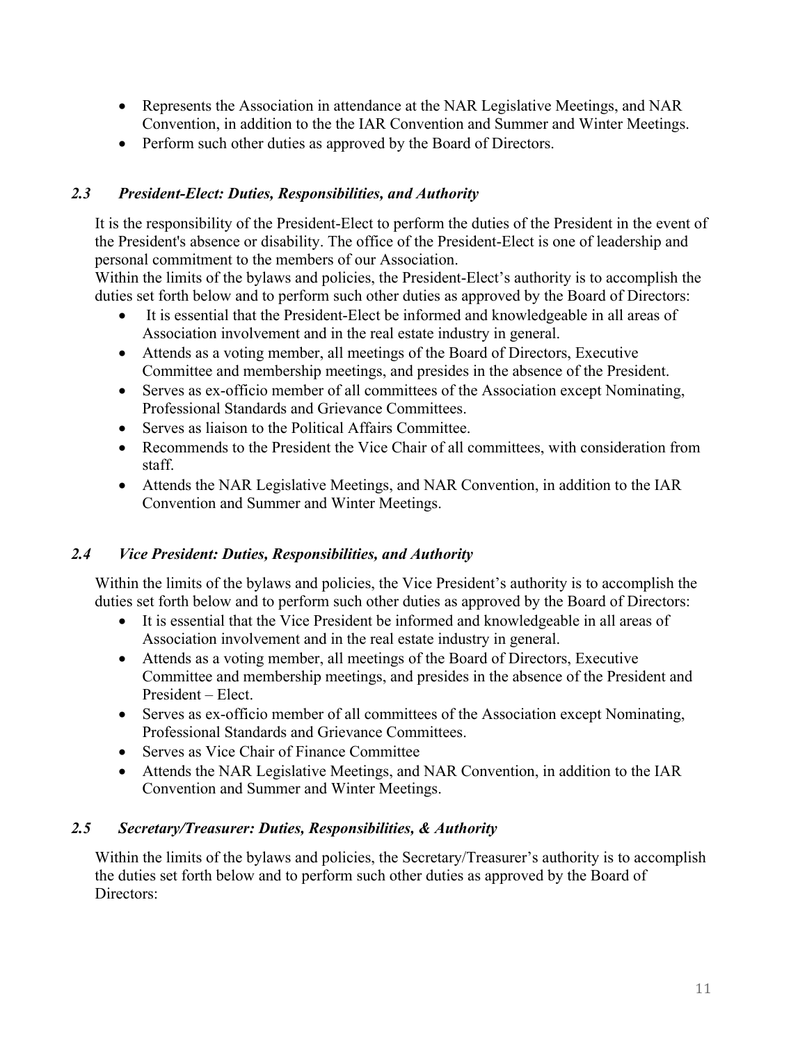- Represents the Association in attendance at the NAR Legislative Meetings, and NAR Convention, in addition to the the IAR Convention and Summer and Winter Meetings.
- Perform such other duties as approved by the Board of Directors.

### *2.3 President-Elect: Duties, Responsibilities, and Authority*

It is the responsibility of the President-Elect to perform the duties of the President in the event of the President's absence or disability. The office of the President-Elect is one of leadership and personal commitment to the members of our Association.
Within the limits of the bylaws and policies, the President-Elect's authority is to accomplish the duties set forth below and to perform such other duties as approved by the Board of Directors:

- It is essential that the President-Elect be informed and knowledgeable in all areas of Association involvement and in the real estate industry in general.
- Attends as a voting member, all meetings of the Board of Directors, Executive Committee and membership meetings, and presides in the absence of the President.
- Serves as ex-officio member of all committees of the Association except Nominating, Professional Standards and Grievance Committees.
- Serves as liaison to the Political Affairs Committee.
- Recommends to the President the Vice Chair of all committees, with consideration from staff.
- Attends the NAR Legislative Meetings, and NAR Convention, in addition to the IAR Convention and Summer and Winter Meetings.

### *2.4 Vice President: Duties, Responsibilities, and Authority*

Within the limits of the bylaws and policies, the Vice President's authority is to accomplish the duties set forth below and to perform such other duties as approved by the Board of Directors:

- It is essential that the Vice President be informed and knowledgeable in all areas of Association involvement and in the real estate industry in general.
- Attends as a voting member, all meetings of the Board of Directors, Executive Committee and membership meetings, and presides in the absence of the President and President – Elect.
- Serves as ex-officio member of all committees of the Association except Nominating, Professional Standards and Grievance Committees.
- Serves as Vice Chair of Finance Committee
- Attends the NAR Legislative Meetings, and NAR Convention, in addition to the IAR Convention and Summer and Winter Meetings.

### *2.5 Secretary/Treasurer: Duties, Responsibilities, & Authority*

Within the limits of the bylaws and policies, the Secretary/Treasurer's authority is to accomplish the duties set forth below and to perform such other duties as approved by the Board of Directors: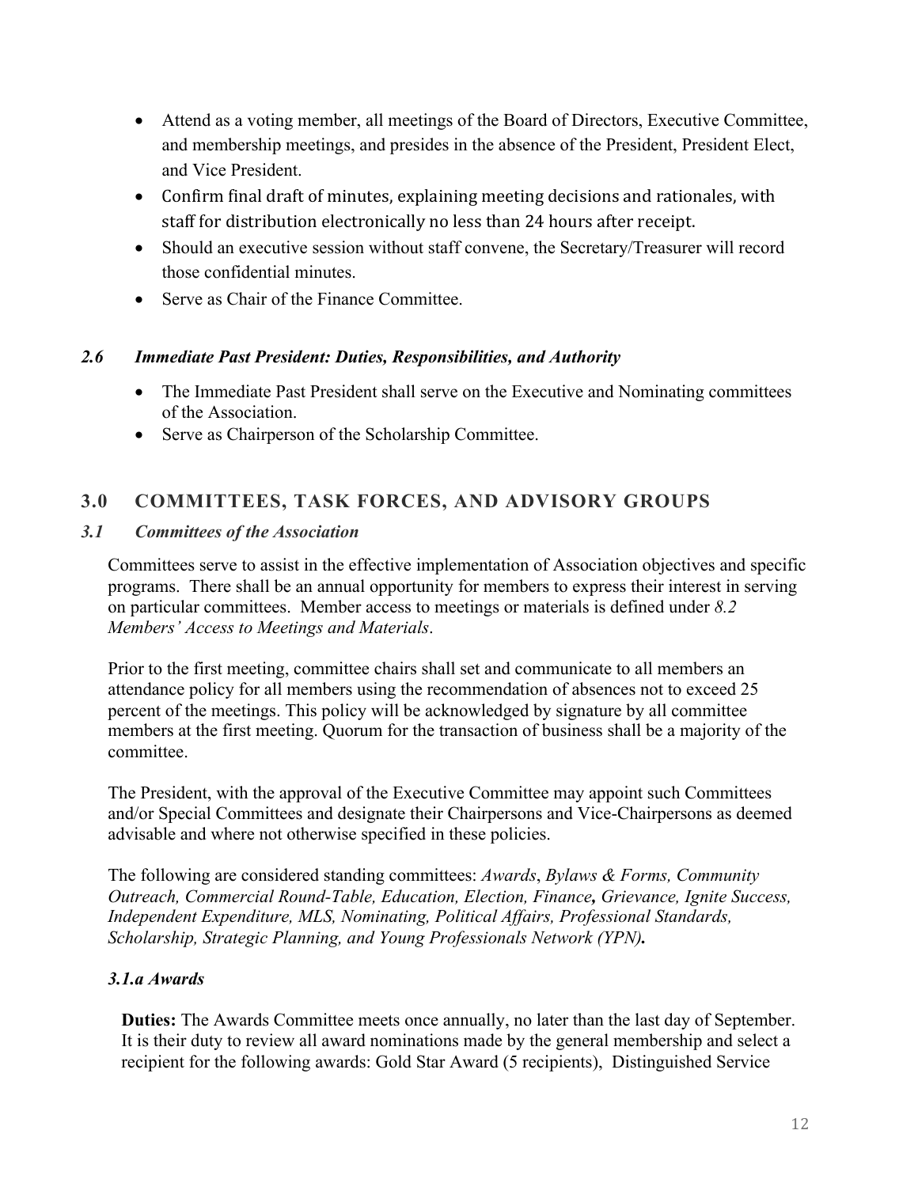- Attend as a voting member, all meetings of the Board of Directors, Executive Committee, and membership meetings, and presides in the absence of the President, President Elect, and Vice President.
- Confirm final draft of minutes, explaining meeting decisions and rationales, with staff for distribution electronically no less than 24 hours after receipt.
- Should an executive session without staff convene, the Secretary/Treasurer will record those confidential minutes.
- Serve as Chair of the Finance Committee.

### *2.6 Immediate Past President: Duties, Responsibilities, and Authority*

- The Immediate Past President shall serve on the Executive and Nominating committees of the Association.
- Serve as Chairperson of the Scholarship Committee.

## 3.0 COMMITTEES, TASK FORCES, AND ADVISORY GROUPS

### *3.1 Committees of the Association*

Committees serve to assist in the effective implementation of Association objectives and specific programs. There shall be an annual opportunity for members to express their interest in serving on particular committees. Member access to meetings or materials is defined under *8.2 Members' Access to Meetings and Materials*.

Prior to the first meeting, committee chairs shall set and communicate to all members an attendance policy for all members using the recommendation of absences not to exceed 25 percent of the meetings. This policy will be acknowledged by signature by all committee members at the first meeting. Quorum for the transaction of business shall be a majority of the committee.

The President, with the approval of the Executive Committee may appoint such Committees and/or Special Committees and designate their Chairpersons and Vice-Chairpersons as deemed advisable and where not otherwise specified in these policies.

The following are considered standing committees: *Awards*, *Bylaws & Forms, Community Outreach, Commercial Round-Table, Education, Election, Finance**,** Grievance, Ignite Success, Independent Expenditure, MLS, Nominating, Political Affairs, Professional Standards, Scholarship, Strategic Planning, and Young Professionals Network (YPN)**.***

#### *3.1.a Awards*

**Duties:** The Awards Committee meets once annually, no later than the last day of September. It is their duty to review all award nominations made by the general membership and select a recipient for the following awards: Gold Star Award (5 recipients), Distinguished Service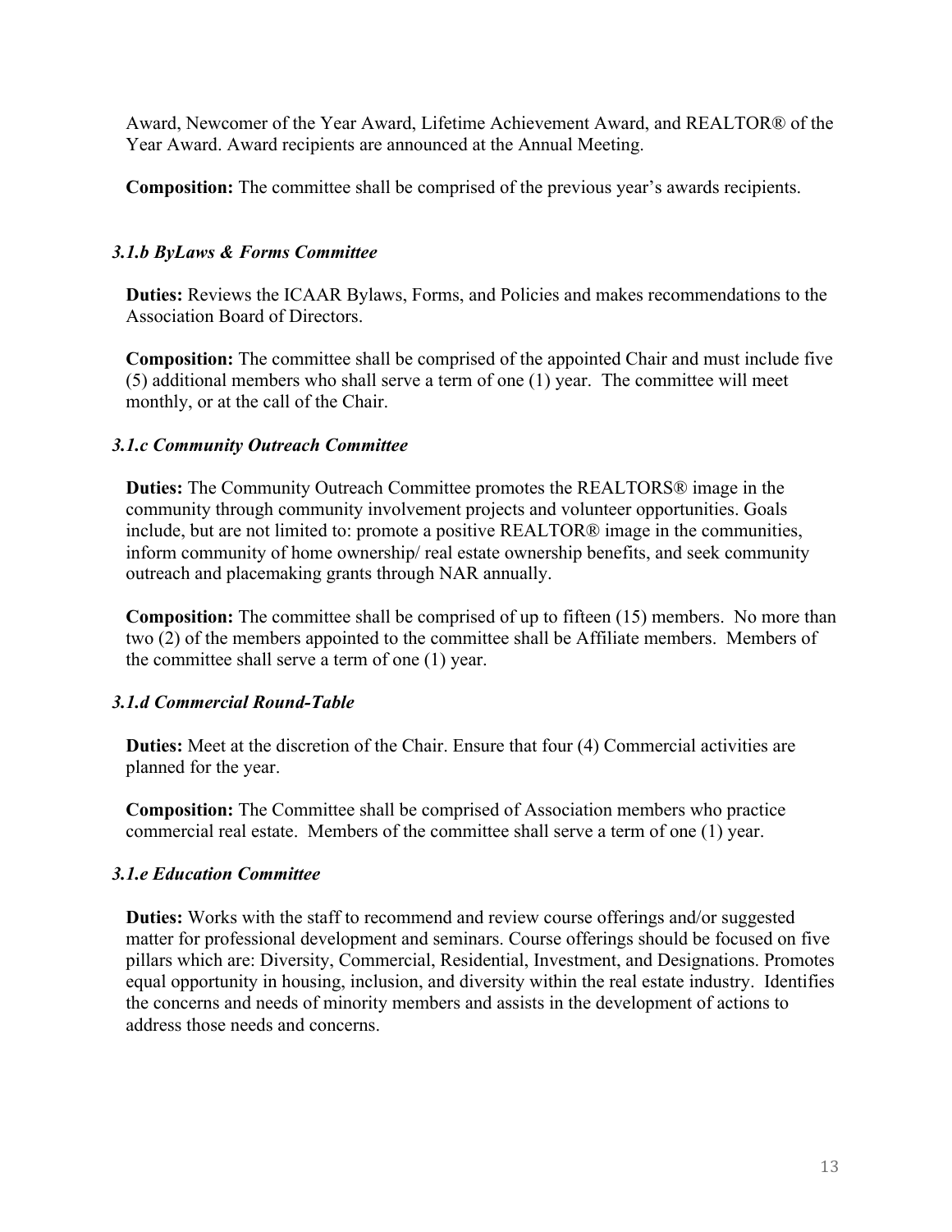Award, Newcomer of the Year Award, Lifetime Achievement Award, and REALTOR® of the Year Award. Award recipients are announced at the Annual Meeting.

**Composition:** The committee shall be comprised of the previous year's awards recipients.

### *3.1.b ByLaws & Forms Committee*

**Duties:** Reviews the ICAAR Bylaws, Forms, and Policies and makes recommendations to the Association Board of Directors.

**Composition:** The committee shall be comprised of the appointed Chair and must include five (5) additional members who shall serve a term of one (1) year. The committee will meet monthly, or at the call of the Chair.

### *3.1.c Community Outreach Committee*

**Duties:** The Community Outreach Committee promotes the REALTORS® image in the community through community involvement projects and volunteer opportunities. Goals include, but are not limited to: promote a positive REALTOR® image in the communities, inform community of home ownership/ real estate ownership benefits, and seek community outreach and placemaking grants through NAR annually.

**Composition:** The committee shall be comprised of up to fifteen (15) members. No more than two (2) of the members appointed to the committee shall be Affiliate members. Members of the committee shall serve a term of one (1) year.

### *3.1.d Commercial Round-Table*

**Duties:** Meet at the discretion of the Chair. Ensure that four (4) Commercial activities are planned for the year.

**Composition:** The Committee shall be comprised of Association members who practice commercial real estate. Members of the committee shall serve a term of one (1) year.

### *3.1.e Education Committee*

**Duties:** Works with the staff to recommend and review course offerings and/or suggested matter for professional development and seminars. Course offerings should be focused on five pillars which are: Diversity, Commercial, Residential, Investment, and Designations. Promotes equal opportunity in housing, inclusion, and diversity within the real estate industry. Identifies the concerns and needs of minority members and assists in the development of actions to address those needs and concerns.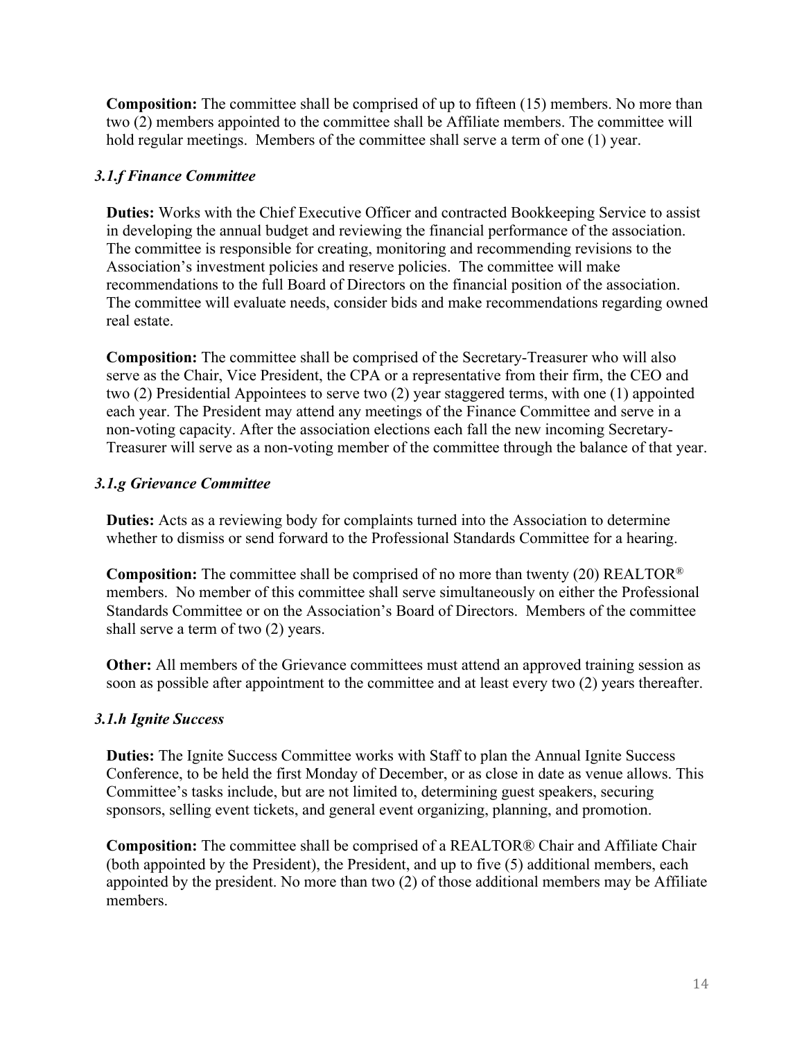**Composition:** The committee shall be comprised of up to fifteen (15) members. No more than two (2) members appointed to the committee shall be Affiliate members. The committee will hold regular meetings. Members of the committee shall serve a term of one (1) year.

### *3.1.f Finance Committee*

**Duties:** Works with the Chief Executive Officer and contracted Bookkeeping Service to assist in developing the annual budget and reviewing the financial performance of the association. The committee is responsible for creating, monitoring and recommending revisions to the Association's investment policies and reserve policies. The committee will make recommendations to the full Board of Directors on the financial position of the association. The committee will evaluate needs, consider bids and make recommendations regarding owned real estate.

**Composition:** The committee shall be comprised of the Secretary-Treasurer who will also serve as the Chair, Vice President, the CPA or a representative from their firm, the CEO and two (2) Presidential Appointees to serve two (2) year staggered terms, with one (1) appointed each year. The President may attend any meetings of the Finance Committee and serve in a non-voting capacity. After the association elections each fall the new incoming Secretary-Treasurer will serve as a non-voting member of the committee through the balance of that year.

### *3.1.g Grievance Committee*

**Duties:** Acts as a reviewing body for complaints turned into the Association to determine whether to dismiss or send forward to the Professional Standards Committee for a hearing.

**Composition:** The committee shall be comprised of no more than twenty (20) REALTOR® members. No member of this committee shall serve simultaneously on either the Professional Standards Committee or on the Association's Board of Directors. Members of the committee shall serve a term of two (2) years.

**Other:** All members of the Grievance committees must attend an approved training session as soon as possible after appointment to the committee and at least every two (2) years thereafter.

### *3.1.h Ignite Success*

**Duties:** The Ignite Success Committee works with Staff to plan the Annual Ignite Success Conference, to be held the first Monday of December, or as close in date as venue allows. This Committee's tasks include, but are not limited to, determining guest speakers, securing sponsors, selling event tickets, and general event organizing, planning, and promotion.

**Composition:** The committee shall be comprised of a REALTOR® Chair and Affiliate Chair (both appointed by the President), the President, and up to five (5) additional members, each appointed by the president. No more than two (2) of those additional members may be Affiliate members.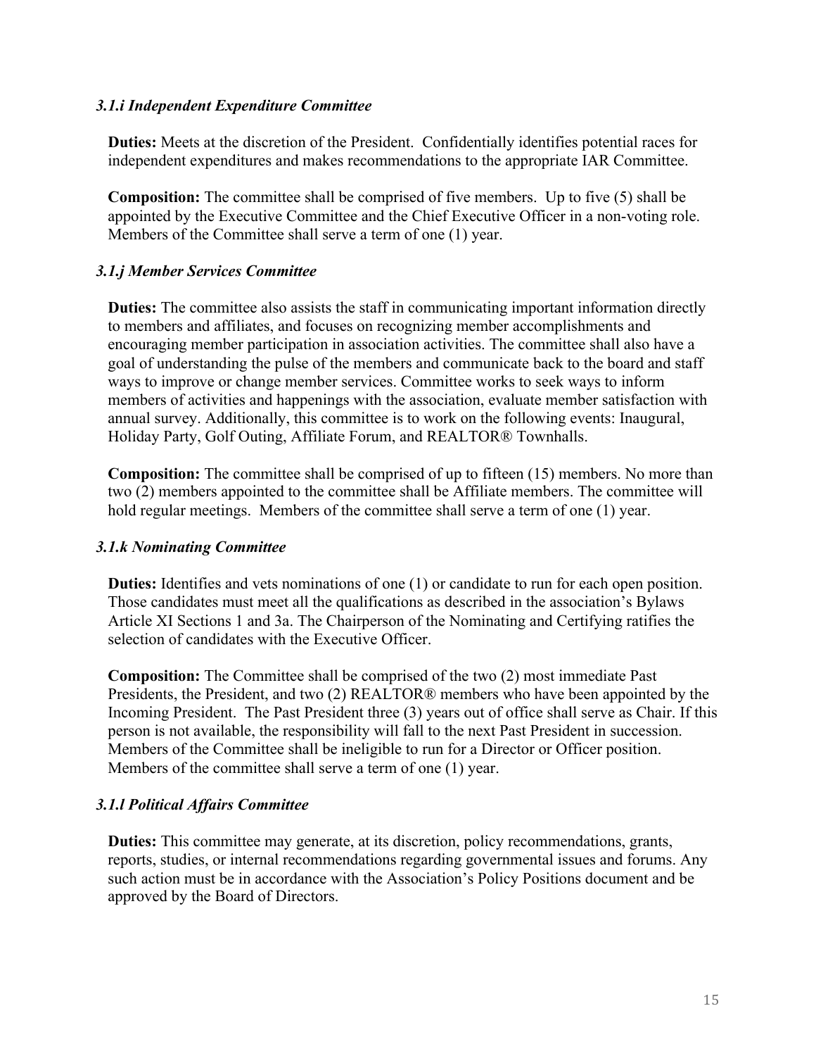### *3.1.i Independent Expenditure Committee*

**Duties:** Meets at the discretion of the President. Confidentially identifies potential races for independent expenditures and makes recommendations to the appropriate IAR Committee.

**Composition:** The committee shall be comprised of five members. Up to five (5) shall be appointed by the Executive Committee and the Chief Executive Officer in a non-voting role. Members of the Committee shall serve a term of one (1) year.

### *3.1.j Member Services Committee*

**Duties:** The committee also assists the staff in communicating important information directly to members and affiliates, and focuses on recognizing member accomplishments and encouraging member participation in association activities. The committee shall also have a goal of understanding the pulse of the members and communicate back to the board and staff ways to improve or change member services. Committee works to seek ways to inform members of activities and happenings with the association, evaluate member satisfaction with annual survey. Additionally, this committee is to work on the following events: Inaugural, Holiday Party, Golf Outing, Affiliate Forum, and REALTOR® Townhalls.

**Composition:** The committee shall be comprised of up to fifteen (15) members. No more than two (2) members appointed to the committee shall be Affiliate members. The committee will hold regular meetings. Members of the committee shall serve a term of one (1) year.

### *3.1.k Nominating Committee*

**Duties:** Identifies and vets nominations of one (1) or candidate to run for each open position. Those candidates must meet all the qualifications as described in the association's Bylaws Article XI Sections 1 and 3a. The Chairperson of the Nominating and Certifying ratifies the selection of candidates with the Executive Officer.

**Composition:** The Committee shall be comprised of the two (2) most immediate Past Presidents, the President, and two (2) REALTOR® members who have been appointed by the Incoming President. The Past President three (3) years out of office shall serve as Chair. If this person is not available, the responsibility will fall to the next Past President in succession. Members of the Committee shall be ineligible to run for a Director or Officer position. Members of the committee shall serve a term of one (1) year.

### *3.1.l Political Affairs Committee*

**Duties:** This committee may generate, at its discretion, policy recommendations, grants, reports, studies, or internal recommendations regarding governmental issues and forums. Any such action must be in accordance with the Association's Policy Positions document and be approved by the Board of Directors.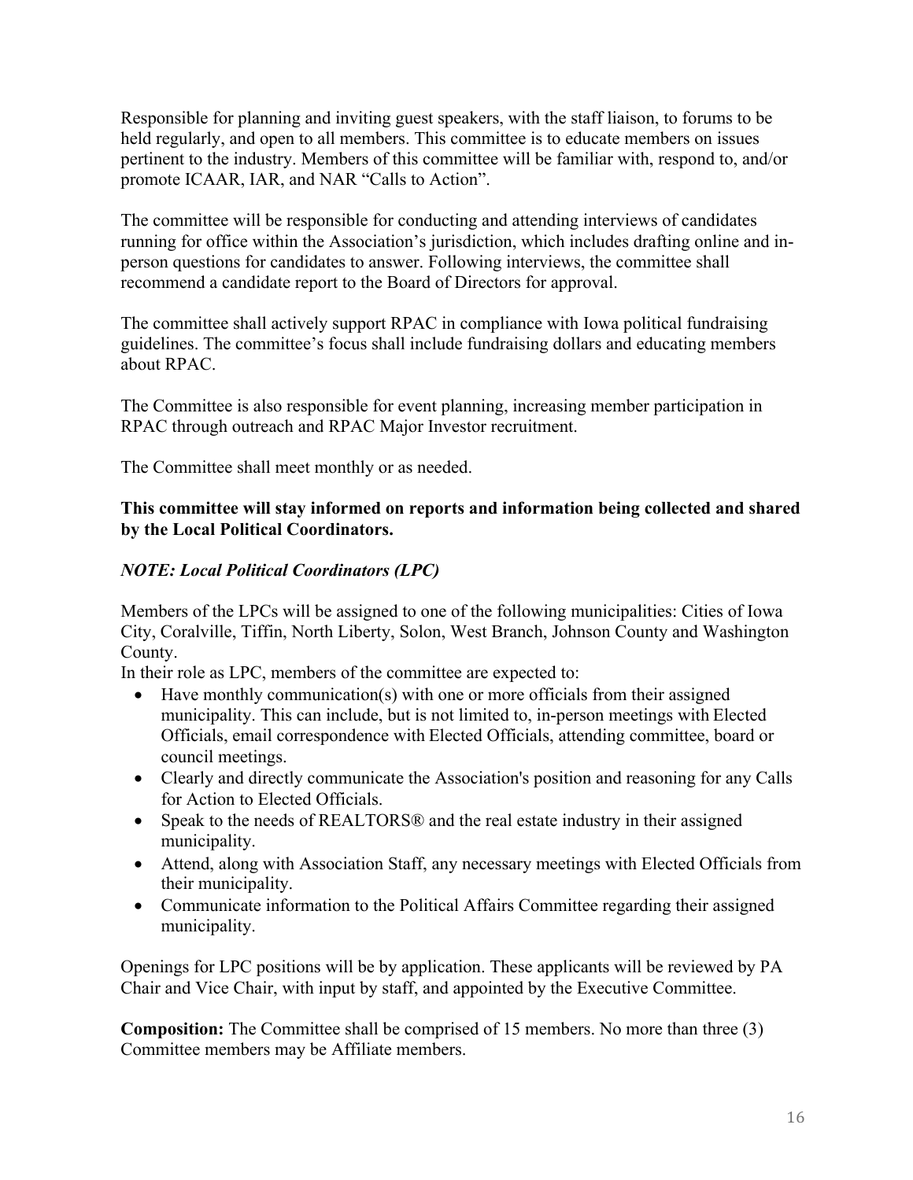Responsible for planning and inviting guest speakers, with the staff liaison, to forums to be held regularly, and open to all members. This committee is to educate members on issues pertinent to the industry. Members of this committee will be familiar with, respond to, and/or promote ICAAR, IAR, and NAR "Calls to Action".

The committee will be responsible for conducting and attending interviews of candidates running for office within the Association's jurisdiction, which includes drafting online and in-person questions for candidates to answer. Following interviews, the committee shall recommend a candidate report to the Board of Directors for approval.

The committee shall actively support RPAC in compliance with Iowa political fundraising guidelines. The committee's focus shall include fundraising dollars and educating members about RPAC.

The Committee is also responsible for event planning, increasing member participation in RPAC through outreach and RPAC Major Investor recruitment.

The Committee shall meet monthly or as needed.

**This committee will stay informed on reports and information being collected and shared by the Local Political Coordinators.**

***NOTE: Local Political Coordinators (LPC)***

Members of the LPCs will be assigned to one of the following municipalities: Cities of Iowa City, Coralville, Tiffin, North Liberty, Solon, West Branch, Johnson County and Washington County.

In their role as LPC, members of the committee are expected to:

- Have monthly communication(s) with one or more officials from their assigned municipality. This can include, but is not limited to, in-person meetings with Elected Officials, email correspondence with Elected Officials, attending committee, board or council meetings.
- Clearly and directly communicate the Association's position and reasoning for any Calls for Action to Elected Officials.
- Speak to the needs of REALTORS® and the real estate industry in their assigned municipality.
- Attend, along with Association Staff, any necessary meetings with Elected Officials from their municipality.
- Communicate information to the Political Affairs Committee regarding their assigned municipality.

Openings for LPC positions will be by application. These applicants will be reviewed by PA Chair and Vice Chair, with input by staff, and appointed by the Executive Committee.

**Composition:** The Committee shall be comprised of 15 members. No more than three (3) Committee members may be Affiliate members.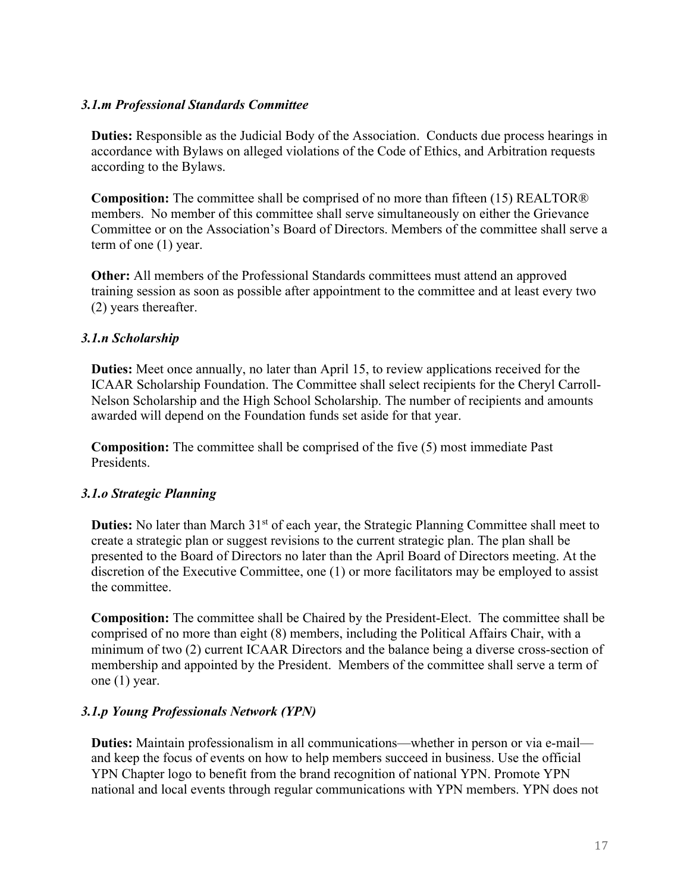### *3.1.m Professional Standards Committee*

**Duties:** Responsible as the Judicial Body of the Association. Conducts due process hearings in accordance with Bylaws on alleged violations of the Code of Ethics, and Arbitration requests according to the Bylaws.

**Composition:** The committee shall be comprised of no more than fifteen (15) REALTOR® members. No member of this committee shall serve simultaneously on either the Grievance Committee or on the Association's Board of Directors. Members of the committee shall serve a term of one (1) year.

**Other:** All members of the Professional Standards committees must attend an approved training session as soon as possible after appointment to the committee and at least every two (2) years thereafter.

### *3.1.n Scholarship*

**Duties:** Meet once annually, no later than April 15, to review applications received for the ICAAR Scholarship Foundation. The Committee shall select recipients for the Cheryl Carroll-Nelson Scholarship and the High School Scholarship. The number of recipients and amounts awarded will depend on the Foundation funds set aside for that year.

**Composition:** The committee shall be comprised of the five (5) most immediate Past Presidents.

### *3.1.o Strategic Planning*

**Duties:** No later than March 31st of each year, the Strategic Planning Committee shall meet to create a strategic plan or suggest revisions to the current strategic plan. The plan shall be presented to the Board of Directors no later than the April Board of Directors meeting. At the discretion of the Executive Committee, one (1) or more facilitators may be employed to assist the committee.

**Composition:** The committee shall be Chaired by the President-Elect. The committee shall be comprised of no more than eight (8) members, including the Political Affairs Chair, with a minimum of two (2) current ICAAR Directors and the balance being a diverse cross-section of membership and appointed by the President. Members of the committee shall serve a term of one (1) year.

### *3.1.p Young Professionals Network (YPN)*

**Duties:** Maintain professionalism in all communications—whether in person or via e-mail—and keep the focus of events on how to help members succeed in business. Use the official YPN Chapter logo to benefit from the brand recognition of national YPN. Promote YPN national and local events through regular communications with YPN members. YPN does not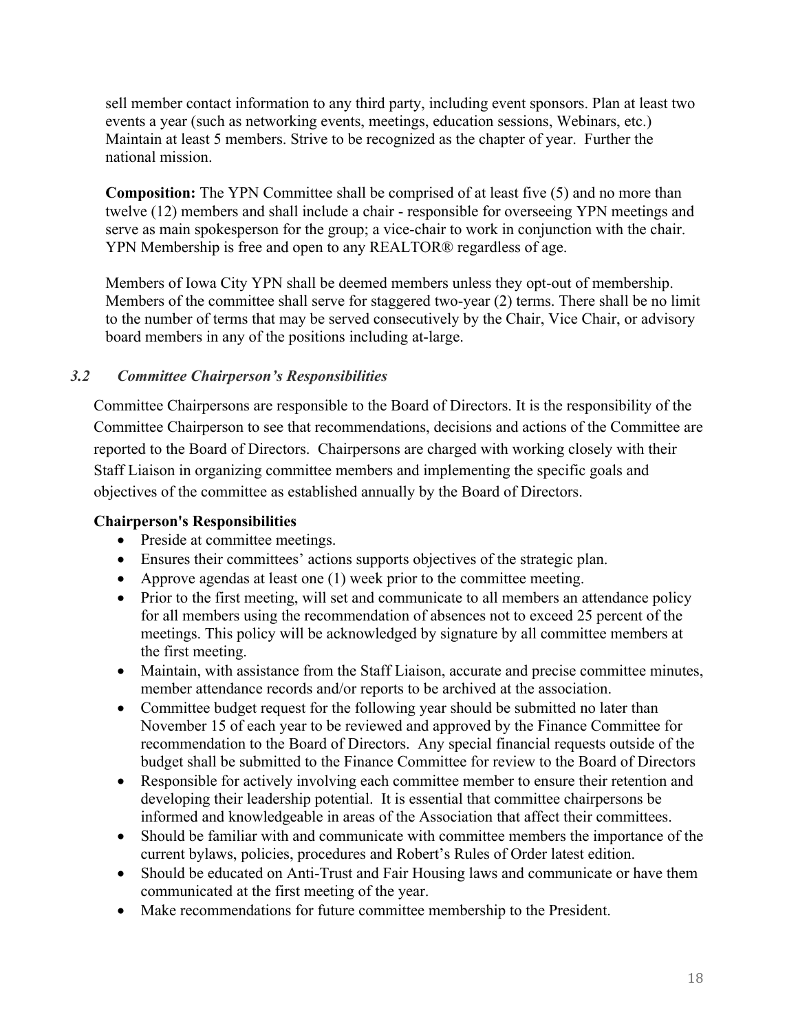sell member contact information to any third party, including event sponsors. Plan at least two events a year (such as networking events, meetings, education sessions, Webinars, etc.) Maintain at least 5 members. Strive to be recognized as the chapter of year. Further the national mission.

**Composition:** The YPN Committee shall be comprised of at least five (5) and no more than twelve (12) members and shall include a chair - responsible for overseeing YPN meetings and serve as main spokesperson for the group; a vice-chair to work in conjunction with the chair. YPN Membership is free and open to any REALTOR® regardless of age.

Members of Iowa City YPN shall be deemed members unless they opt-out of membership. Members of the committee shall serve for staggered two-year (2) terms. There shall be no limit to the number of terms that may be served consecutively by the Chair, Vice Chair, or advisory board members in any of the positions including at-large.

### *3.2 Committee Chairperson's Responsibilities*

Committee Chairpersons are responsible to the Board of Directors. It is the responsibility of the Committee Chairperson to see that recommendations, decisions and actions of the Committee are reported to the Board of Directors. Chairpersons are charged with working closely with their Staff Liaison in organizing committee members and implementing the specific goals and objectives of the committee as established annually by the Board of Directors.

**Chairperson's Responsibilities**

- Preside at committee meetings.
- Ensures their committees' actions supports objectives of the strategic plan.
- Approve agendas at least one (1) week prior to the committee meeting.
- Prior to the first meeting, will set and communicate to all members an attendance policy for all members using the recommendation of absences not to exceed 25 percent of the meetings. This policy will be acknowledged by signature by all committee members at the first meeting.
- Maintain, with assistance from the Staff Liaison, accurate and precise committee minutes, member attendance records and/or reports to be archived at the association.
- Committee budget request for the following year should be submitted no later than November 15 of each year to be reviewed and approved by the Finance Committee for recommendation to the Board of Directors. Any special financial requests outside of the budget shall be submitted to the Finance Committee for review to the Board of Directors
- Responsible for actively involving each committee member to ensure their retention and developing their leadership potential. It is essential that committee chairpersons be informed and knowledgeable in areas of the Association that affect their committees.
- Should be familiar with and communicate with committee members the importance of the current bylaws, policies, procedures and Robert's Rules of Order latest edition.
- Should be educated on Anti-Trust and Fair Housing laws and communicate or have them communicated at the first meeting of the year.
- Make recommendations for future committee membership to the President.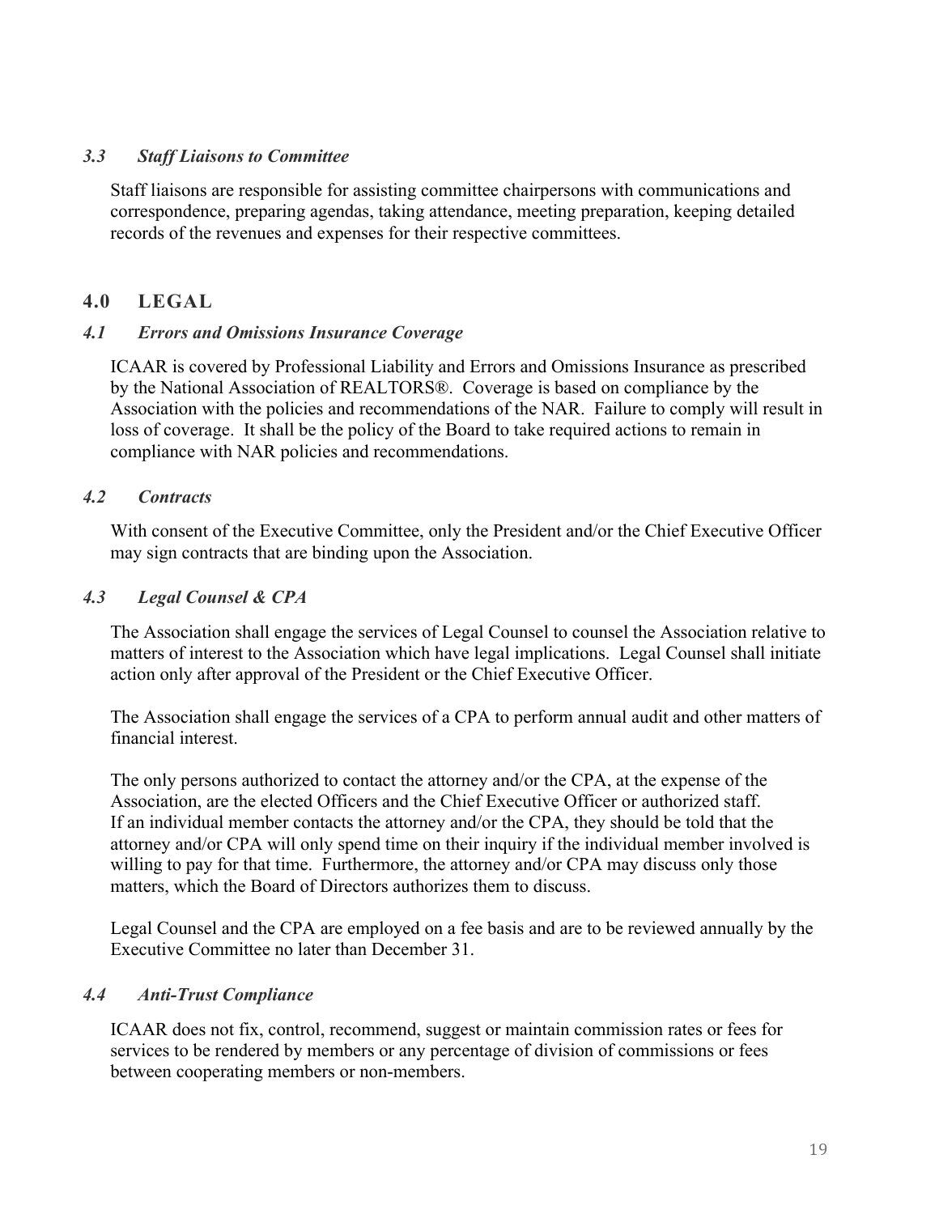### *3.3 Staff Liaisons to Committee*

Staff liaisons are responsible for assisting committee chairpersons with communications and correspondence, preparing agendas, taking attendance, meeting preparation, keeping detailed records of the revenues and expenses for their respective committees.

## 4.0 LEGAL

### *4.1 Errors and Omissions Insurance Coverage*

ICAAR is covered by Professional Liability and Errors and Omissions Insurance as prescribed by the National Association of REALTORS®. Coverage is based on compliance by the Association with the policies and recommendations of the NAR. Failure to comply will result in loss of coverage. It shall be the policy of the Board to take required actions to remain in compliance with NAR policies and recommendations.

### *4.2 Contracts*

With consent of the Executive Committee, only the President and/or the Chief Executive Officer may sign contracts that are binding upon the Association.

### *4.3 Legal Counsel & CPA*

The Association shall engage the services of Legal Counsel to counsel the Association relative to matters of interest to the Association which have legal implications. Legal Counsel shall initiate action only after approval of the President or the Chief Executive Officer.

The Association shall engage the services of a CPA to perform annual audit and other matters of financial interest.

The only persons authorized to contact the attorney and/or the CPA, at the expense of the Association, are the elected Officers and the Chief Executive Officer or authorized staff. If an individual member contacts the attorney and/or the CPA, they should be told that the attorney and/or CPA will only spend time on their inquiry if the individual member involved is willing to pay for that time. Furthermore, the attorney and/or CPA may discuss only those matters, which the Board of Directors authorizes them to discuss.

Legal Counsel and the CPA are employed on a fee basis and are to be reviewed annually by the Executive Committee no later than December 31.

### *4.4 Anti-Trust Compliance*

ICAAR does not fix, control, recommend, suggest or maintain commission rates or fees for services to be rendered by members or any percentage of division of commissions or fees between cooperating members or non-members.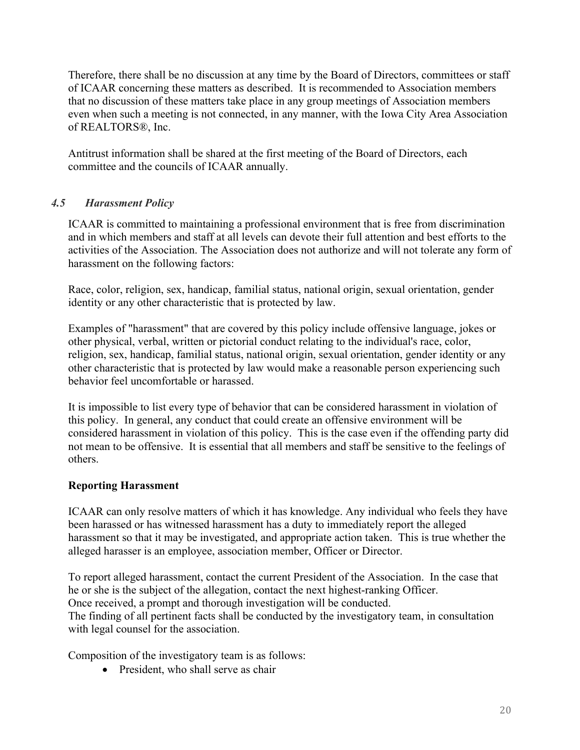Therefore, there shall be no discussion at any time by the Board of Directors, committees or staff of ICAAR concerning these matters as described. It is recommended to Association members that no discussion of these matters take place in any group meetings of Association members even when such a meeting is not connected, in any manner, with the Iowa City Area Association of REALTORS®, Inc.

Antitrust information shall be shared at the first meeting of the Board of Directors, each committee and the councils of ICAAR annually.

### *4.5 Harassment Policy*

ICAAR is committed to maintaining a professional environment that is free from discrimination and in which members and staff at all levels can devote their full attention and best efforts to the activities of the Association. The Association does not authorize and will not tolerate any form of harassment on the following factors:

Race, color, religion, sex, handicap, familial status, national origin, sexual orientation, gender identity or any other characteristic that is protected by law.

Examples of "harassment" that are covered by this policy include offensive language, jokes or other physical, verbal, written or pictorial conduct relating to the individual's race, color, religion, sex, handicap, familial status, national origin, sexual orientation, gender identity or any other characteristic that is protected by law would make a reasonable person experiencing such behavior feel uncomfortable or harassed.

It is impossible to list every type of behavior that can be considered harassment in violation of this policy. In general, any conduct that could create an offensive environment will be considered harassment in violation of this policy. This is the case even if the offending party did not mean to be offensive. It is essential that all members and staff be sensitive to the feelings of others.

**Reporting Harassment**

ICAAR can only resolve matters of which it has knowledge. Any individual who feels they have been harassed or has witnessed harassment has a duty to immediately report the alleged harassment so that it may be investigated, and appropriate action taken. This is true whether the alleged harasser is an employee, association member, Officer or Director.

To report alleged harassment, contact the current President of the Association. In the case that he or she is the subject of the allegation, contact the next highest-ranking Officer.
Once received, a prompt and thorough investigation will be conducted.
The finding of all pertinent facts shall be conducted by the investigatory team, in consultation with legal counsel for the association.

Composition of the investigatory team is as follows:

- President, who shall serve as chair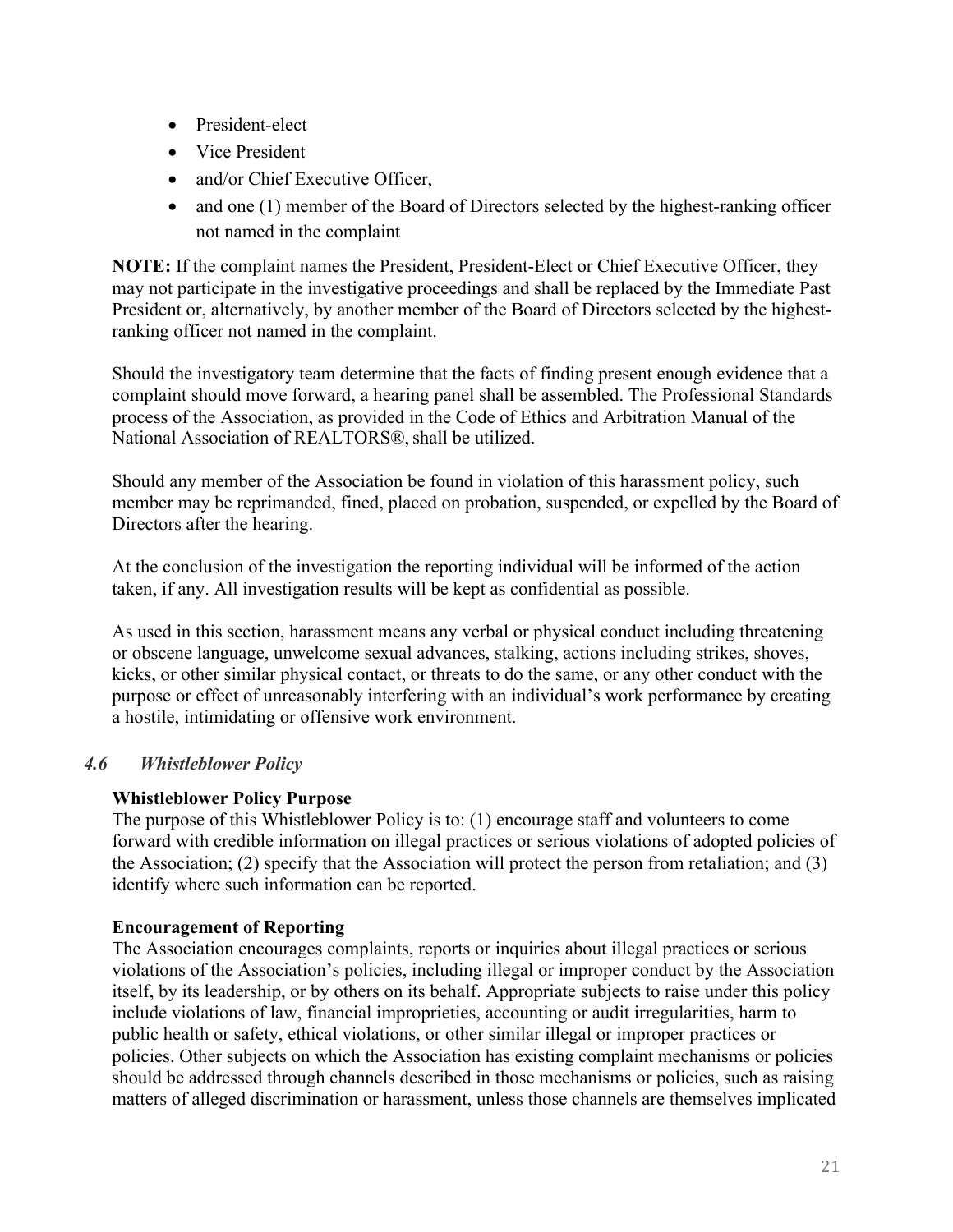- President-elect
- Vice President
- and/or Chief Executive Officer,
- and one (1) member of the Board of Directors selected by the highest-ranking officer not named in the complaint

**NOTE:** If the complaint names the President, President-Elect or Chief Executive Officer, they may not participate in the investigative proceedings and shall be replaced by the Immediate Past President or, alternatively, by another member of the Board of Directors selected by the highest-ranking officer not named in the complaint.

Should the investigatory team determine that the facts of finding present enough evidence that a complaint should move forward, a hearing panel shall be assembled. The Professional Standards process of the Association, as provided in the Code of Ethics and Arbitration Manual of the National Association of REALTORS®, shall be utilized.

Should any member of the Association be found in violation of this harassment policy, such member may be reprimanded, fined, placed on probation, suspended, or expelled by the Board of Directors after the hearing.

At the conclusion of the investigation the reporting individual will be informed of the action taken, if any. All investigation results will be kept as confidential as possible.

As used in this section, harassment means any verbal or physical conduct including threatening or obscene language, unwelcome sexual advances, stalking, actions including strikes, shoves, kicks, or other similar physical contact, or threats to do the same, or any other conduct with the purpose or effect of unreasonably interfering with an individual's work performance by creating a hostile, intimidating or offensive work environment.

### *4.6 Whistleblower Policy*

**Whistleblower Policy Purpose**

The purpose of this Whistleblower Policy is to: (1) encourage staff and volunteers to come forward with credible information on illegal practices or serious violations of adopted policies of the Association; (2) specify that the Association will protect the person from retaliation; and (3) identify where such information can be reported.

**Encouragement of Reporting**

The Association encourages complaints, reports or inquiries about illegal practices or serious violations of the Association's policies, including illegal or improper conduct by the Association itself, by its leadership, or by others on its behalf. Appropriate subjects to raise under this policy include violations of law, financial improprieties, accounting or audit irregularities, harm to public health or safety, ethical violations, or other similar illegal or improper practices or policies. Other subjects on which the Association has existing complaint mechanisms or policies should be addressed through channels described in those mechanisms or policies, such as raising matters of alleged discrimination or harassment, unless those channels are themselves implicated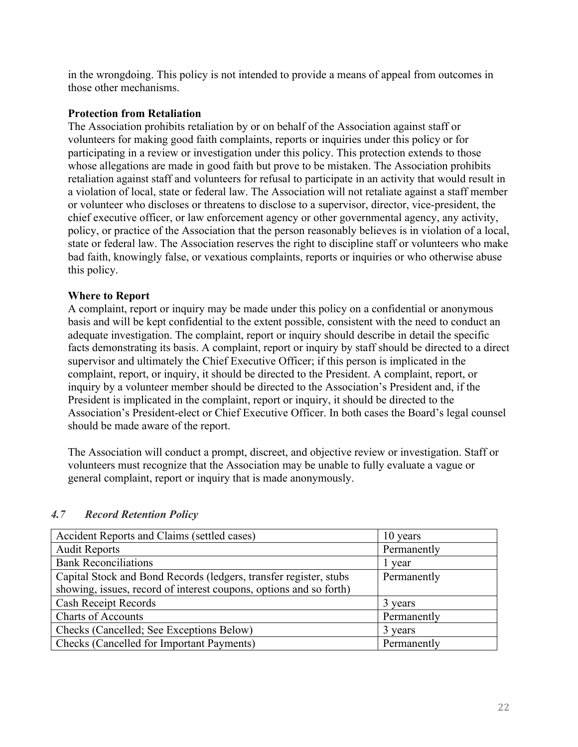in the wrongdoing. This policy is not intended to provide a means of appeal from outcomes in those other mechanisms.

**Protection from Retaliation**
The Association prohibits retaliation by or on behalf of the Association against staff or volunteers for making good faith complaints, reports or inquiries under this policy or for participating in a review or investigation under this policy. This protection extends to those whose allegations are made in good faith but prove to be mistaken. The Association prohibits retaliation against staff and volunteers for refusal to participate in an activity that would result in a violation of local, state or federal law. The Association will not retaliate against a staff member or volunteer who discloses or threatens to disclose to a supervisor, director, vice-president, the chief executive officer, or law enforcement agency or other governmental agency, any activity, policy, or practice of the Association that the person reasonably believes is in violation of a local, state or federal law. The Association reserves the right to discipline staff or volunteers who make bad faith, knowingly false, or vexatious complaints, reports or inquiries or who otherwise abuse this policy.

**Where to Report**
A complaint, report or inquiry may be made under this policy on a confidential or anonymous basis and will be kept confidential to the extent possible, consistent with the need to conduct an adequate investigation. The complaint, report or inquiry should describe in detail the specific facts demonstrating its basis. A complaint, report or inquiry by staff should be directed to a direct supervisor and ultimately the Chief Executive Officer; if this person is implicated in the complaint, report, or inquiry, it should be directed to the President. A complaint, report, or inquiry by a volunteer member should be directed to the Association's President and, if the President is implicated in the complaint, report or inquiry, it should be directed to the Association's President-elect or Chief Executive Officer. In both cases the Board's legal counsel should be made aware of the report.

The Association will conduct a prompt, discreet, and objective review or investigation. Staff or volunteers must recognize that the Association may be unable to fully evaluate a vague or general complaint, report or inquiry that is made anonymously.

### *4.7 Record Retention Policy*

| | |
|---|---|
| Accident Reports and Claims (settled cases) | 10 years |
| Audit Reports | Permanently |
| Bank Reconciliations | 1 year |
| Capital Stock and Bond Records (ledgers, transfer register, stubs showing, issues, record of interest coupons, options and so forth) | Permanently |
| Cash Receipt Records | 3 years |
| Charts of Accounts | Permanently |
| Checks (Cancelled; See Exceptions Below) | 3 years |
| Checks (Cancelled for Important Payments) | Permanently |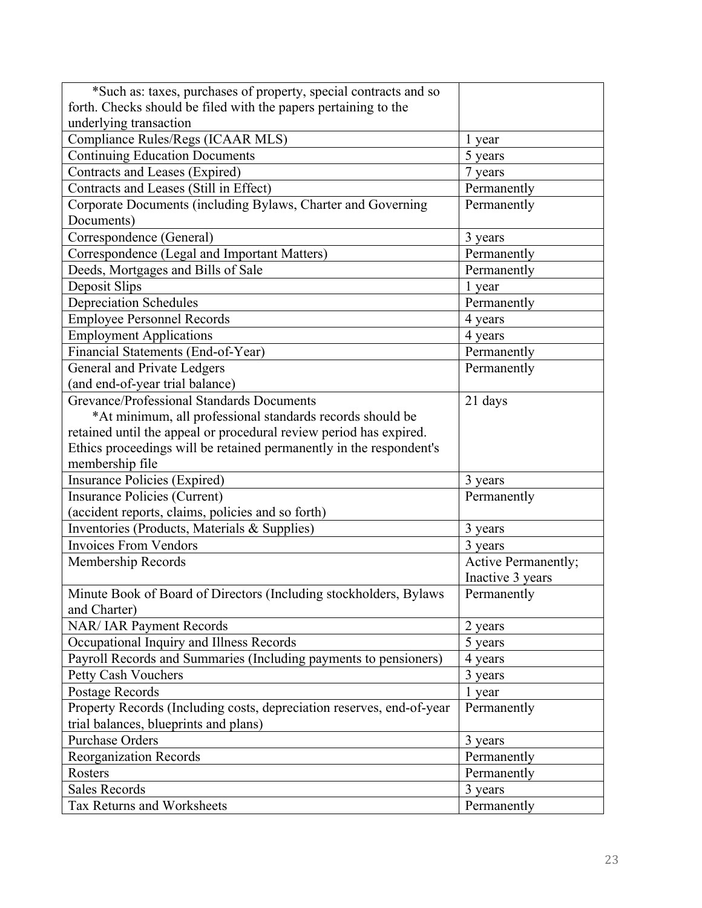| | |
|---|---|
| *Such as: taxes, purchases of property, special contracts and so forth. Checks should be filed with the papers pertaining to the underlying transaction | |
| Compliance Rules/Regs (ICAAR MLS) | 1 year |
| Continuing Education Documents | 5 years |
| Contracts and Leases (Expired) | 7 years |
| Contracts and Leases (Still in Effect) | Permanently |
| Corporate Documents (including Bylaws, Charter and Governing Documents) | Permanently |
| Correspondence (General) | 3 years |
| Correspondence (Legal and Important Matters) | Permanently |
| Deeds, Mortgages and Bills of Sale | Permanently |
| Deposit Slips | 1 year |
| Depreciation Schedules | Permanently |
| Employee Personnel Records | 4 years |
| Employment Applications | 4 years |
| Financial Statements (End-of-Year) | Permanently |
| General and Private Ledgers (and end-of-year trial balance) | Permanently |
| Grevance/Professional Standards Documents *At minimum, all professional standards records should be retained until the appeal or procedural review period has expired. Ethics proceedings will be retained permanently in the respondent's membership file | 21 days |
| Insurance Policies (Expired) | 3 years |
| Insurance Policies (Current) (accident reports, claims, policies and so forth) | Permanently |
| Inventories (Products, Materials & Supplies) | 3 years |
| Invoices From Vendors | 3 years |
| Membership Records | Active Permanently; Inactive 3 years |
| Minute Book of Board of Directors (Including stockholders, Bylaws and Charter) | Permanently |
| NAR/ IAR Payment Records | 2 years |
| Occupational Inquiry and Illness Records | 5 years |
| Payroll Records and Summaries (Including payments to pensioners) | 4 years |
| Petty Cash Vouchers | 3 years |
| Postage Records | 1 year |
| Property Records (Including costs, depreciation reserves, end-of-year trial balances, blueprints and plans) | Permanently |
| Purchase Orders | 3 years |
| Reorganization Records | Permanently |
| Rosters | Permanently |
| Sales Records | 3 years |
| Tax Returns and Worksheets | Permanently |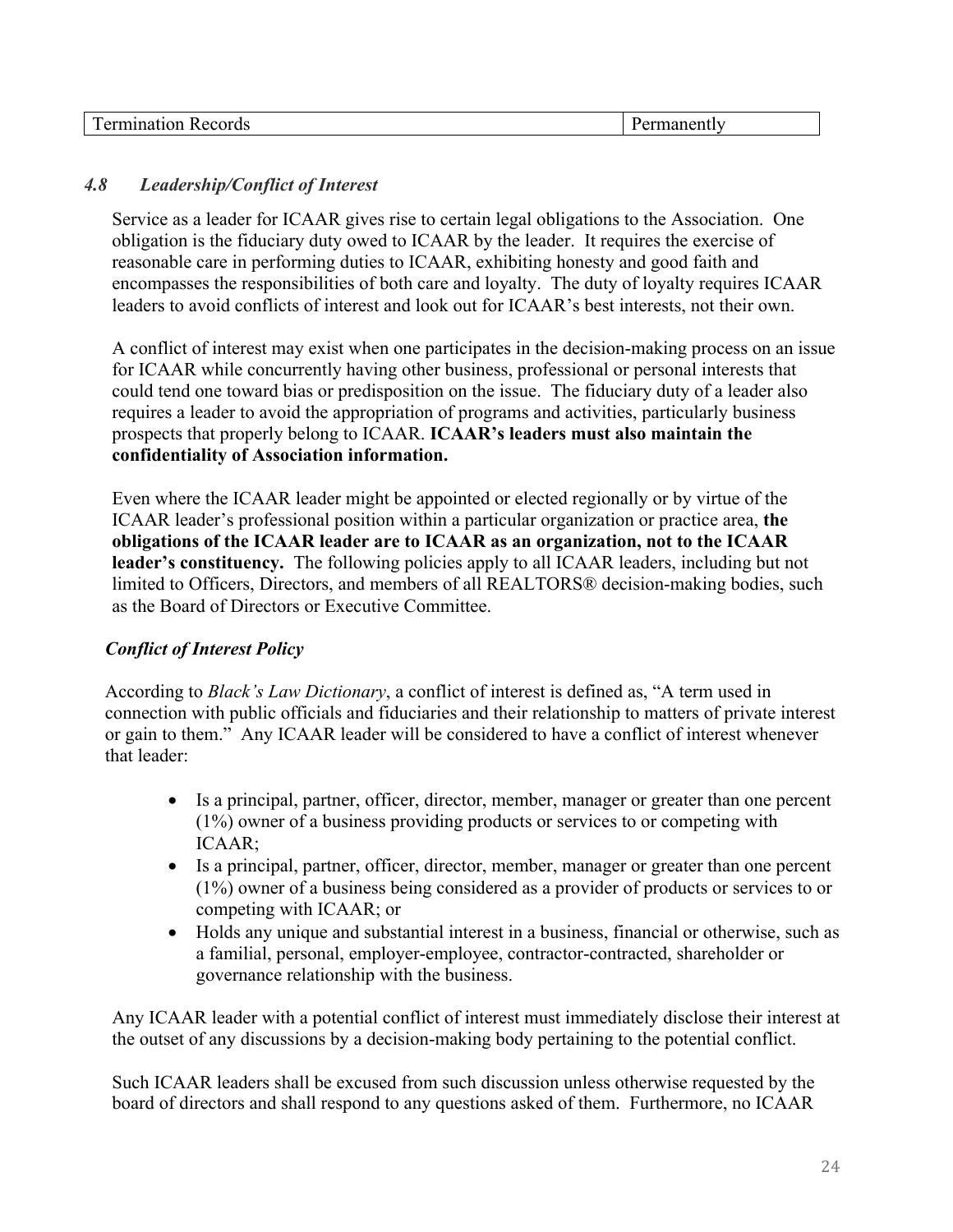| Termination Records | Permanently |
|---|---|

### *4.8 Leadership/Conflict of Interest*

Service as a leader for ICAAR gives rise to certain legal obligations to the Association. One obligation is the fiduciary duty owed to ICAAR by the leader. It requires the exercise of reasonable care in performing duties to ICAAR, exhibiting honesty and good faith and encompasses the responsibilities of both care and loyalty. The duty of loyalty requires ICAAR leaders to avoid conflicts of interest and look out for ICAAR's best interests, not their own.

A conflict of interest may exist when one participates in the decision-making process on an issue for ICAAR while concurrently having other business, professional or personal interests that could tend one toward bias or predisposition on the issue. The fiduciary duty of a leader also requires a leader to avoid the appropriation of programs and activities, particularly business prospects that properly belong to ICAAR. **ICAAR's leaders must also maintain the confidentiality of Association information.**

Even where the ICAAR leader might be appointed or elected regionally or by virtue of the ICAAR leader's professional position within a particular organization or practice area, **the obligations of the ICAAR leader are to ICAAR as an organization, not to the ICAAR leader's constituency.** The following policies apply to all ICAAR leaders, including but not limited to Officers, Directors, and members of all REALTORS® decision-making bodies, such as the Board of Directors or Executive Committee.

#### *Conflict of Interest Policy*

According to *Black's Law Dictionary*, a conflict of interest is defined as, "A term used in connection with public officials and fiduciaries and their relationship to matters of private interest or gain to them." Any ICAAR leader will be considered to have a conflict of interest whenever that leader:

- Is a principal, partner, officer, director, member, manager or greater than one percent (1%) owner of a business providing products or services to or competing with ICAAR;
- Is a principal, partner, officer, director, member, manager or greater than one percent (1%) owner of a business being considered as a provider of products or services to or competing with ICAAR; or
- Holds any unique and substantial interest in a business, financial or otherwise, such as a familial, personal, employer-employee, contractor-contracted, shareholder or governance relationship with the business.

Any ICAAR leader with a potential conflict of interest must immediately disclose their interest at the outset of any discussions by a decision-making body pertaining to the potential conflict.

Such ICAAR leaders shall be excused from such discussion unless otherwise requested by the board of directors and shall respond to any questions asked of them. Furthermore, no ICAAR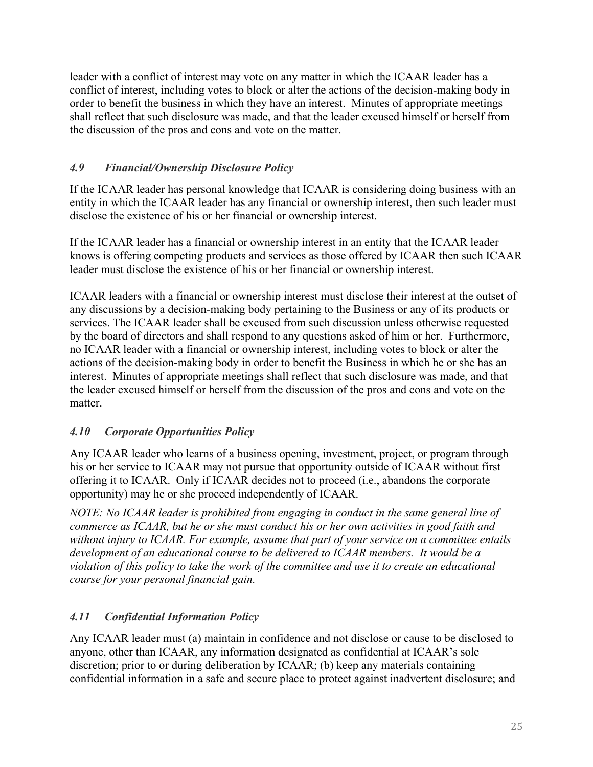leader with a conflict of interest may vote on any matter in which the ICAAR leader has a conflict of interest, including votes to block or alter the actions of the decision-making body in order to benefit the business in which they have an interest. Minutes of appropriate meetings shall reflect that such disclosure was made, and that the leader excused himself or herself from the discussion of the pros and cons and vote on the matter.

### *4.9 Financial/Ownership Disclosure Policy*

If the ICAAR leader has personal knowledge that ICAAR is considering doing business with an entity in which the ICAAR leader has any financial or ownership interest, then such leader must disclose the existence of his or her financial or ownership interest.

If the ICAAR leader has a financial or ownership interest in an entity that the ICAAR leader knows is offering competing products and services as those offered by ICAAR then such ICAAR leader must disclose the existence of his or her financial or ownership interest.

ICAAR leaders with a financial or ownership interest must disclose their interest at the outset of any discussions by a decision-making body pertaining to the Business or any of its products or services. The ICAAR leader shall be excused from such discussion unless otherwise requested by the board of directors and shall respond to any questions asked of him or her. Furthermore, no ICAAR leader with a financial or ownership interest, including votes to block or alter the actions of the decision-making body in order to benefit the Business in which he or she has an interest. Minutes of appropriate meetings shall reflect that such disclosure was made, and that the leader excused himself or herself from the discussion of the pros and cons and vote on the matter.

### *4.10 Corporate Opportunities Policy*

Any ICAAR leader who learns of a business opening, investment, project, or program through his or her service to ICAAR may not pursue that opportunity outside of ICAAR without first offering it to ICAAR. Only if ICAAR decides not to proceed (i.e., abandons the corporate opportunity) may he or she proceed independently of ICAAR.

*NOTE: No ICAAR leader is prohibited from engaging in conduct in the same general line of commerce as ICAAR, but he or she must conduct his or her own activities in good faith and without injury to ICAAR. For example, assume that part of your service on a committee entails development of an educational course to be delivered to ICAAR members. It would be a violation of this policy to take the work of the committee and use it to create an educational course for your personal financial gain.*

### *4.11 Confidential Information Policy*

Any ICAAR leader must (a) maintain in confidence and not disclose or cause to be disclosed to anyone, other than ICAAR, any information designated as confidential at ICAAR's sole discretion; prior to or during deliberation by ICAAR; (b) keep any materials containing confidential information in a safe and secure place to protect against inadvertent disclosure; and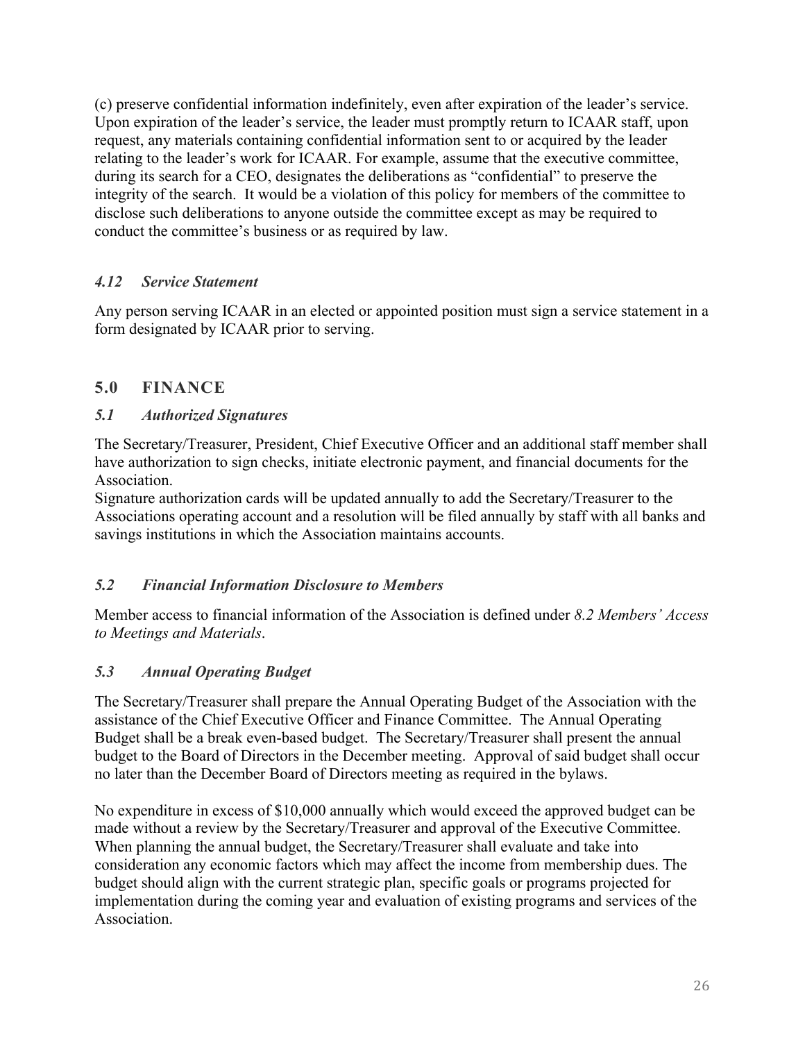(c) preserve confidential information indefinitely, even after expiration of the leader's service. Upon expiration of the leader's service, the leader must promptly return to ICAAR staff, upon request, any materials containing confidential information sent to or acquired by the leader relating to the leader's work for ICAAR. For example, assume that the executive committee, during its search for a CEO, designates the deliberations as "confidential" to preserve the integrity of the search. It would be a violation of this policy for members of the committee to disclose such deliberations to anyone outside the committee except as may be required to conduct the committee's business or as required by law.

### *4.12 Service Statement*

Any person serving ICAAR in an elected or appointed position must sign a service statement in a form designated by ICAAR prior to serving.

## 5.0 FINANCE

### *5.1 Authorized Signatures*

The Secretary/Treasurer, President, Chief Executive Officer and an additional staff member shall have authorization to sign checks, initiate electronic payment, and financial documents for the Association.
Signature authorization cards will be updated annually to add the Secretary/Treasurer to the Associations operating account and a resolution will be filed annually by staff with all banks and savings institutions in which the Association maintains accounts.

### *5.2 Financial Information Disclosure to Members*

Member access to financial information of the Association is defined under *8.2 Members' Access to Meetings and Materials*.

### *5.3 Annual Operating Budget*

The Secretary/Treasurer shall prepare the Annual Operating Budget of the Association with the assistance of the Chief Executive Officer and Finance Committee. The Annual Operating Budget shall be a break even-based budget. The Secretary/Treasurer shall present the annual budget to the Board of Directors in the December meeting. Approval of said budget shall occur no later than the December Board of Directors meeting as required in the bylaws.

No expenditure in excess of $10,000 annually which would exceed the approved budget can be made without a review by the Secretary/Treasurer and approval of the Executive Committee. When planning the annual budget, the Secretary/Treasurer shall evaluate and take into consideration any economic factors which may affect the income from membership dues. The budget should align with the current strategic plan, specific goals or programs projected for implementation during the coming year and evaluation of existing programs and services of the Association.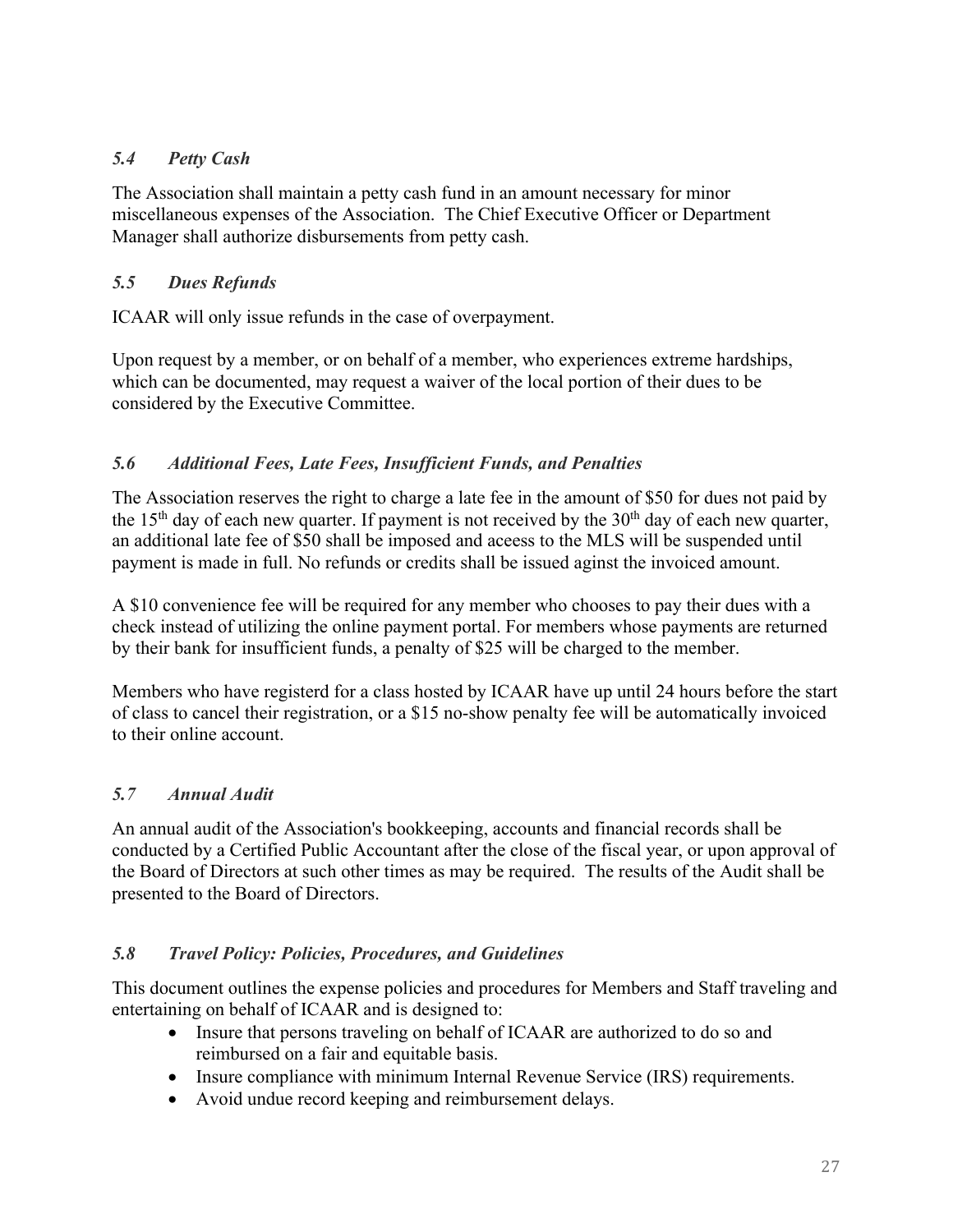### *5.4 Petty Cash*

The Association shall maintain a petty cash fund in an amount necessary for minor miscellaneous expenses of the Association. The Chief Executive Officer or Department Manager shall authorize disbursements from petty cash.

### *5.5 Dues Refunds*

ICAAR will only issue refunds in the case of overpayment.

Upon request by a member, or on behalf of a member, who experiences extreme hardships, which can be documented, may request a waiver of the local portion of their dues to be considered by the Executive Committee.

### *5.6 Additional Fees, Late Fees, Insufficient Funds, and Penalties*

The Association reserves the right to charge a late fee in the amount of $50 for dues not paid by the 15th day of each new quarter. If payment is not received by the 30th day of each new quarter, an additional late fee of $50 shall be imposed and aceess to the MLS will be suspended until payment is made in full. No refunds or credits shall be issued aginst the invoiced amount.

A $10 convenience fee will be required for any member who chooses to pay their dues with a check instead of utilizing the online payment portal. For members whose payments are returned by their bank for insufficient funds, a penalty of $25 will be charged to the member.

Members who have registerd for a class hosted by ICAAR have up until 24 hours before the start of class to cancel their registration, or a $15 no-show penalty fee will be automatically invoiced to their online account.

### *5.7 Annual Audit*

An annual audit of the Association's bookkeeping, accounts and financial records shall be conducted by a Certified Public Accountant after the close of the fiscal year, or upon approval of the Board of Directors at such other times as may be required. The results of the Audit shall be presented to the Board of Directors.

### *5.8 Travel Policy: Policies, Procedures, and Guidelines*

This document outlines the expense policies and procedures for Members and Staff traveling and entertaining on behalf of ICAAR and is designed to:

- Insure that persons traveling on behalf of ICAAR are authorized to do so and reimbursed on a fair and equitable basis.
- Insure compliance with minimum Internal Revenue Service (IRS) requirements.
- Avoid undue record keeping and reimbursement delays.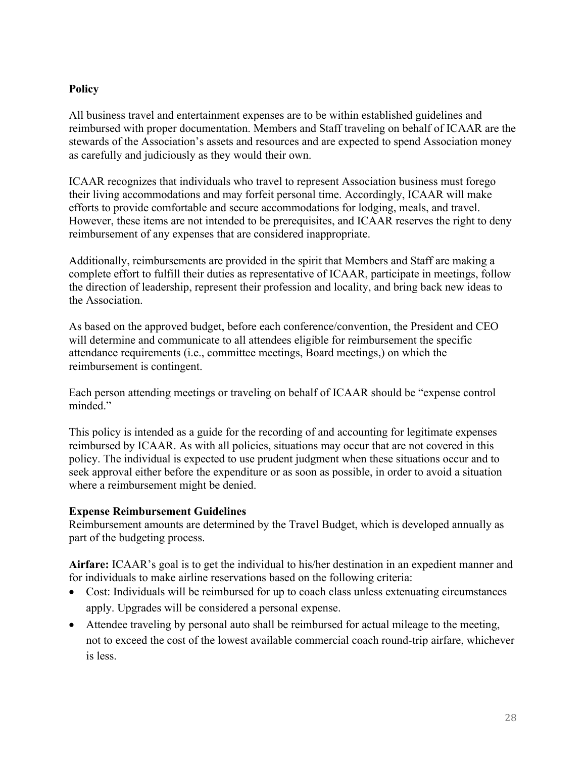**Policy**

All business travel and entertainment expenses are to be within established guidelines and reimbursed with proper documentation. Members and Staff traveling on behalf of ICAAR are the stewards of the Association's assets and resources and are expected to spend Association money as carefully and judiciously as they would their own.

ICAAR recognizes that individuals who travel to represent Association business must forego their living accommodations and may forfeit personal time. Accordingly, ICAAR will make efforts to provide comfortable and secure accommodations for lodging, meals, and travel. However, these items are not intended to be prerequisites, and ICAAR reserves the right to deny reimbursement of any expenses that are considered inappropriate.

Additionally, reimbursements are provided in the spirit that Members and Staff are making a complete effort to fulfill their duties as representative of ICAAR, participate in meetings, follow the direction of leadership, represent their profession and locality, and bring back new ideas to the Association.

As based on the approved budget, before each conference/convention, the President and CEO will determine and communicate to all attendees eligible for reimbursement the specific attendance requirements (i.e., committee meetings, Board meetings,) on which the reimbursement is contingent.

Each person attending meetings or traveling on behalf of ICAAR should be "expense control minded."

This policy is intended as a guide for the recording of and accounting for legitimate expenses reimbursed by ICAAR. As with all policies, situations may occur that are not covered in this policy. The individual is expected to use prudent judgment when these situations occur and to seek approval either before the expenditure or as soon as possible, in order to avoid a situation where a reimbursement might be denied.

**Expense Reimbursement Guidelines**
Reimbursement amounts are determined by the Travel Budget, which is developed annually as part of the budgeting process.

**Airfare:** ICAAR's goal is to get the individual to his/her destination in an expedient manner and for individuals to make airline reservations based on the following criteria:

- Cost: Individuals will be reimbursed for up to coach class unless extenuating circumstances apply. Upgrades will be considered a personal expense.
- Attendee traveling by personal auto shall be reimbursed for actual mileage to the meeting, not to exceed the cost of the lowest available commercial coach round-trip airfare, whichever is less.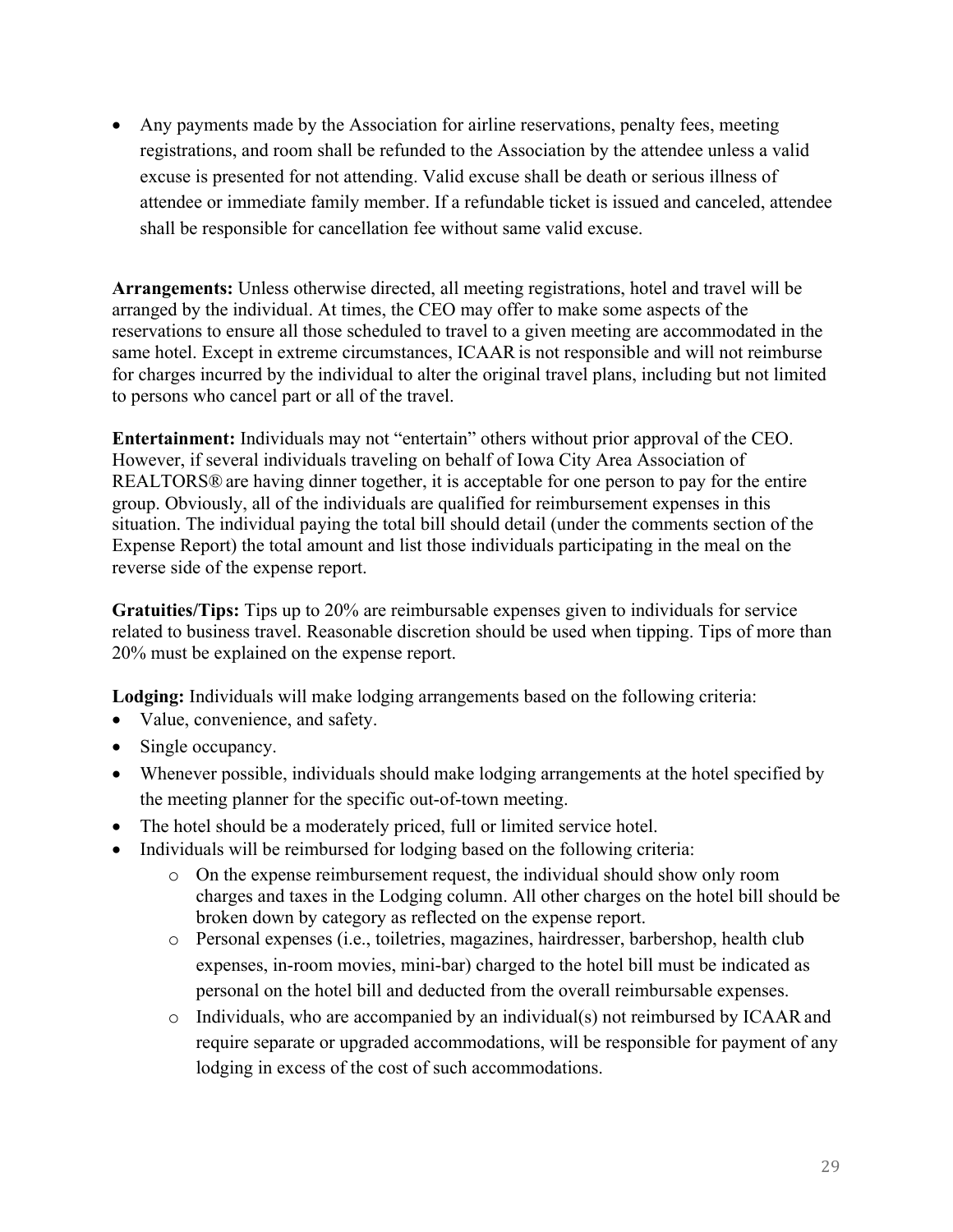- Any payments made by the Association for airline reservations, penalty fees, meeting registrations, and room shall be refunded to the Association by the attendee unless a valid excuse is presented for not attending. Valid excuse shall be death or serious illness of attendee or immediate family member. If a refundable ticket is issued and canceled, attendee shall be responsible for cancellation fee without same valid excuse.

**Arrangements:** Unless otherwise directed, all meeting registrations, hotel and travel will be arranged by the individual. At times, the CEO may offer to make some aspects of the reservations to ensure all those scheduled to travel to a given meeting are accommodated in the same hotel. Except in extreme circumstances, ICAAR is not responsible and will not reimburse for charges incurred by the individual to alter the original travel plans, including but not limited to persons who cancel part or all of the travel.

**Entertainment:** Individuals may not "entertain" others without prior approval of the CEO. However, if several individuals traveling on behalf of Iowa City Area Association of REALTORS® are having dinner together, it is acceptable for one person to pay for the entire group. Obviously, all of the individuals are qualified for reimbursement expenses in this situation. The individual paying the total bill should detail (under the comments section of the Expense Report) the total amount and list those individuals participating in the meal on the reverse side of the expense report.

**Gratuities/Tips:** Tips up to 20% are reimbursable expenses given to individuals for service related to business travel. Reasonable discretion should be used when tipping. Tips of more than 20% must be explained on the expense report.

**Lodging:** Individuals will make lodging arrangements based on the following criteria:

- Value, convenience, and safety.
- Single occupancy.
- Whenever possible, individuals should make lodging arrangements at the hotel specified by the meeting planner for the specific out-of-town meeting.
- The hotel should be a moderately priced, full or limited service hotel.
- Individuals will be reimbursed for lodging based on the following criteria:
    - On the expense reimbursement request, the individual should show only room charges and taxes in the Lodging column. All other charges on the hotel bill should be broken down by category as reflected on the expense report.
    - Personal expenses (i.e., toiletries, magazines, hairdresser, barbershop, health club expenses, in-room movies, mini-bar) charged to the hotel bill must be indicated as personal on the hotel bill and deducted from the overall reimbursable expenses.
    - Individuals, who are accompanied by an individual(s) not reimbursed by ICAAR and require separate or upgraded accommodations, will be responsible for payment of any lodging in excess of the cost of such accommodations.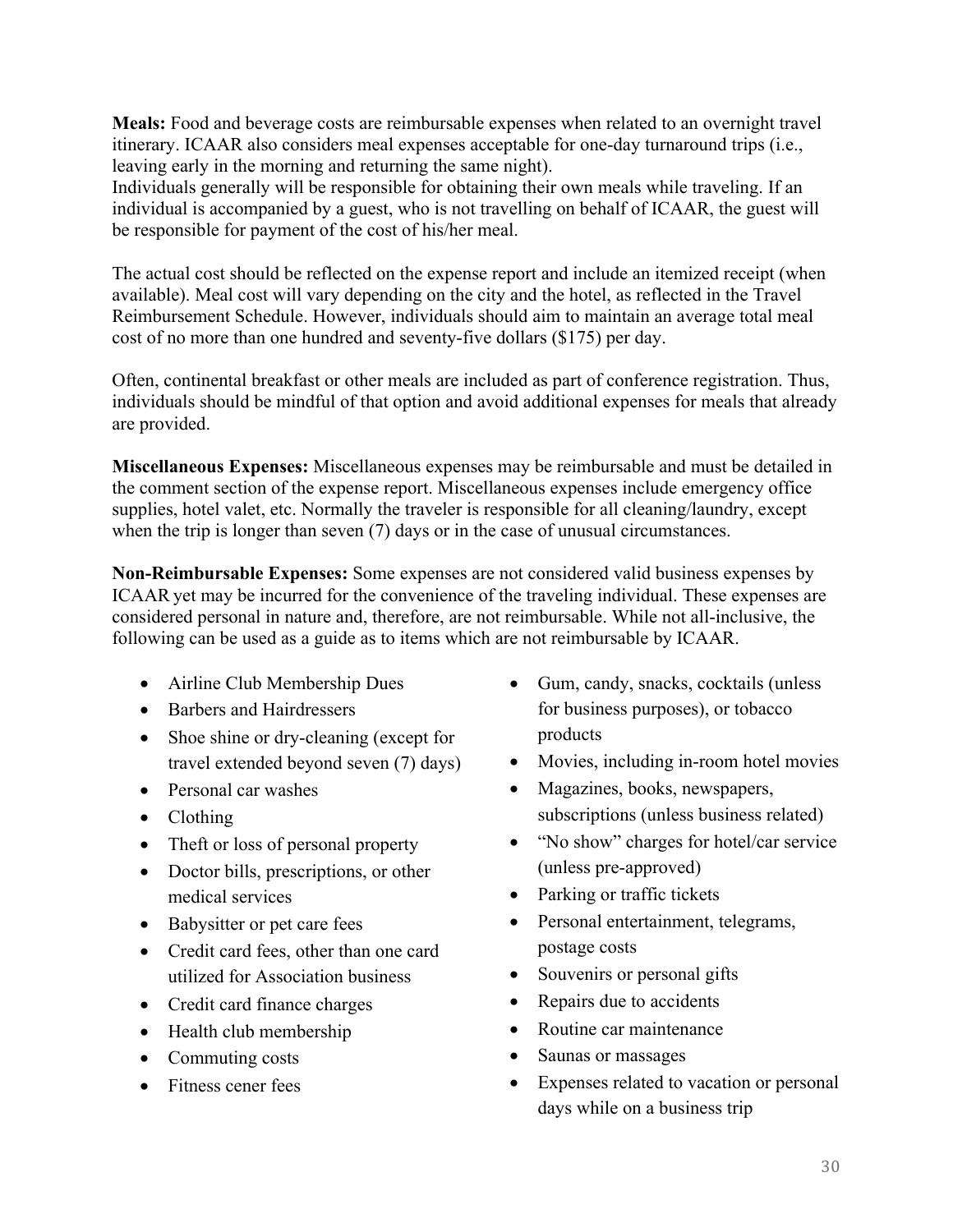**Meals:** Food and beverage costs are reimbursable expenses when related to an overnight travel itinerary. ICAAR also considers meal expenses acceptable for one-day turnaround trips (i.e., leaving early in the morning and returning the same night).
Individuals generally will be responsible for obtaining their own meals while traveling. If an individual is accompanied by a guest, who is not travelling on behalf of ICAAR, the guest will be responsible for payment of the cost of his/her meal.

The actual cost should be reflected on the expense report and include an itemized receipt (when available). Meal cost will vary depending on the city and the hotel, as reflected in the Travel Reimbursement Schedule. However, individuals should aim to maintain an average total meal cost of no more than one hundred and seventy-five dollars ($175) per day.

Often, continental breakfast or other meals are included as part of conference registration. Thus, individuals should be mindful of that option and avoid additional expenses for meals that already are provided.

**Miscellaneous Expenses:** Miscellaneous expenses may be reimbursable and must be detailed in the comment section of the expense report. Miscellaneous expenses include emergency office supplies, hotel valet, etc. Normally the traveler is responsible for all cleaning/laundry, except when the trip is longer than seven (7) days or in the case of unusual circumstances.

**Non-Reimbursable Expenses:** Some expenses are not considered valid business expenses by ICAAR yet may be incurred for the convenience of the traveling individual. These expenses are considered personal in nature and, therefore, are not reimbursable. While not all-inclusive, the following can be used as a guide as to items which are not reimbursable by ICAAR.

- Airline Club Membership Dues
- Barbers and Hairdressers
- Shoe shine or dry-cleaning (except for travel extended beyond seven (7) days)
- Personal car washes
- Clothing
- Theft or loss of personal property
- Doctor bills, prescriptions, or other medical services
- Babysitter or pet care fees
- Credit card fees, other than one card utilized for Association business
- Credit card finance charges
- Health club membership
- Commuting costs
- Fitness cener fees
- Gum, candy, snacks, cocktails (unless for business purposes), or tobacco products
- Movies, including in-room hotel movies
- Magazines, books, newspapers, subscriptions (unless business related)
- "No show" charges for hotel/car service (unless pre-approved)
- Parking or traffic tickets
- Personal entertainment, telegrams, postage costs
- Souvenirs or personal gifts
- Repairs due to accidents
- Routine car maintenance
- Saunas or massages
- Expenses related to vacation or personal days while on a business trip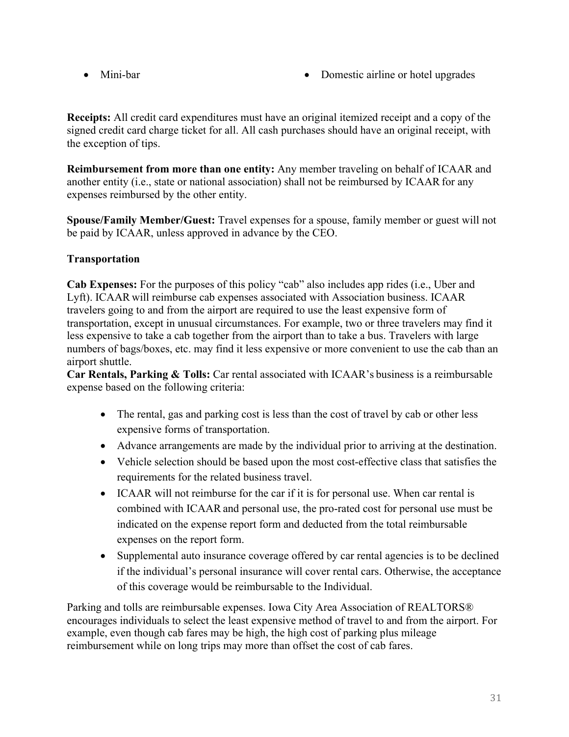- Mini-bar
- Domestic airline or hotel upgrades

**Receipts:** All credit card expenditures must have an original itemized receipt and a copy of the signed credit card charge ticket for all. All cash purchases should have an original receipt, with the exception of tips.

**Reimbursement from more than one entity:** Any member traveling on behalf of ICAAR and another entity (i.e., state or national association) shall not be reimbursed by ICAAR for any expenses reimbursed by the other entity.

**Spouse/Family Member/Guest:** Travel expenses for a spouse, family member or guest will not be paid by ICAAR, unless approved in advance by the CEO.

**Transportation**

**Cab Expenses:** For the purposes of this policy "cab" also includes app rides (i.e., Uber and Lyft). ICAAR will reimburse cab expenses associated with Association business. ICAAR travelers going to and from the airport are required to use the least expensive form of transportation, except in unusual circumstances. For example, two or three travelers may find it less expensive to take a cab together from the airport than to take a bus. Travelers with large numbers of bags/boxes, etc. may find it less expensive or more convenient to use the cab than an airport shuttle.

**Car Rentals, Parking & Tolls:** Car rental associated with ICAAR's business is a reimbursable expense based on the following criteria:

- The rental, gas and parking cost is less than the cost of travel by cab or other less expensive forms of transportation.
- Advance arrangements are made by the individual prior to arriving at the destination.
- Vehicle selection should be based upon the most cost-effective class that satisfies the requirements for the related business travel.
- ICAAR will not reimburse for the car if it is for personal use. When car rental is combined with ICAAR and personal use, the pro-rated cost for personal use must be indicated on the expense report form and deducted from the total reimbursable expenses on the report form.
- Supplemental auto insurance coverage offered by car rental agencies is to be declined if the individual's personal insurance will cover rental cars. Otherwise, the acceptance of this coverage would be reimbursable to the Individual.

Parking and tolls are reimbursable expenses. Iowa City Area Association of REALTORS® encourages individuals to select the least expensive method of travel to and from the airport. For example, even though cab fares may be high, the high cost of parking plus mileage reimbursement while on long trips may more than offset the cost of cab fares.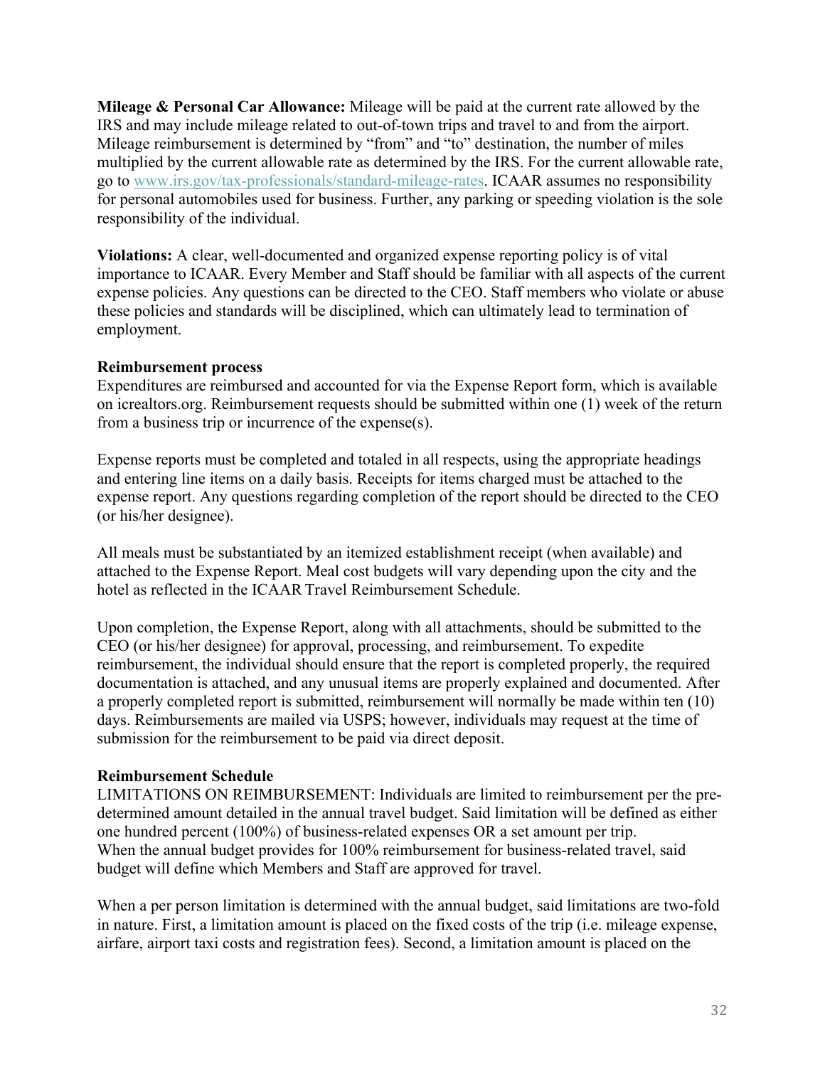**Mileage & Personal Car Allowance:** Mileage will be paid at the current rate allowed by the IRS and may include mileage related to out-of-town trips and travel to and from the airport. Mileage reimbursement is determined by "from" and "to" destination, the number of miles multiplied by the current allowable rate as determined by the IRS. For the current allowable rate, go to www.irs.gov/tax-professionals/standard-mileage-rates. ICAAR assumes no responsibility for personal automobiles used for business. Further, any parking or speeding violation is the sole responsibility of the individual.

**Violations:** A clear, well-documented and organized expense reporting policy is of vital importance to ICAAR. Every Member and Staff should be familiar with all aspects of the current expense policies. Any questions can be directed to the CEO. Staff members who violate or abuse these policies and standards will be disciplined, which can ultimately lead to termination of employment.

**Reimbursement process**

Expenditures are reimbursed and accounted for via the Expense Report form, which is available on icrealtors.org. Reimbursement requests should be submitted within one (1) week of the return from a business trip or incurrence of the expense(s).

Expense reports must be completed and totaled in all respects, using the appropriate headings and entering line items on a daily basis. Receipts for items charged must be attached to the expense report. Any questions regarding completion of the report should be directed to the CEO (or his/her designee).

All meals must be substantiated by an itemized establishment receipt (when available) and attached to the Expense Report. Meal cost budgets will vary depending upon the city and the hotel as reflected in the ICAAR Travel Reimbursement Schedule.

Upon completion, the Expense Report, along with all attachments, should be submitted to the CEO (or his/her designee) for approval, processing, and reimbursement. To expedite reimbursement, the individual should ensure that the report is completed properly, the required documentation is attached, and any unusual items are properly explained and documented. After a properly completed report is submitted, reimbursement will normally be made within ten (10) days. Reimbursements are mailed via USPS; however, individuals may request at the time of submission for the reimbursement to be paid via direct deposit.

**Reimbursement Schedule**

LIMITATIONS ON REIMBURSEMENT: Individuals are limited to reimbursement per the pre-determined amount detailed in the annual travel budget. Said limitation will be defined as either one hundred percent (100%) of business-related expenses OR a set amount per trip. When the annual budget provides for 100% reimbursement for business-related travel, said budget will define which Members and Staff are approved for travel.

When a per person limitation is determined with the annual budget, said limitations are two-fold in nature. First, a limitation amount is placed on the fixed costs of the trip (i.e. mileage expense, airfare, airport taxi costs and registration fees). Second, a limitation amount is placed on the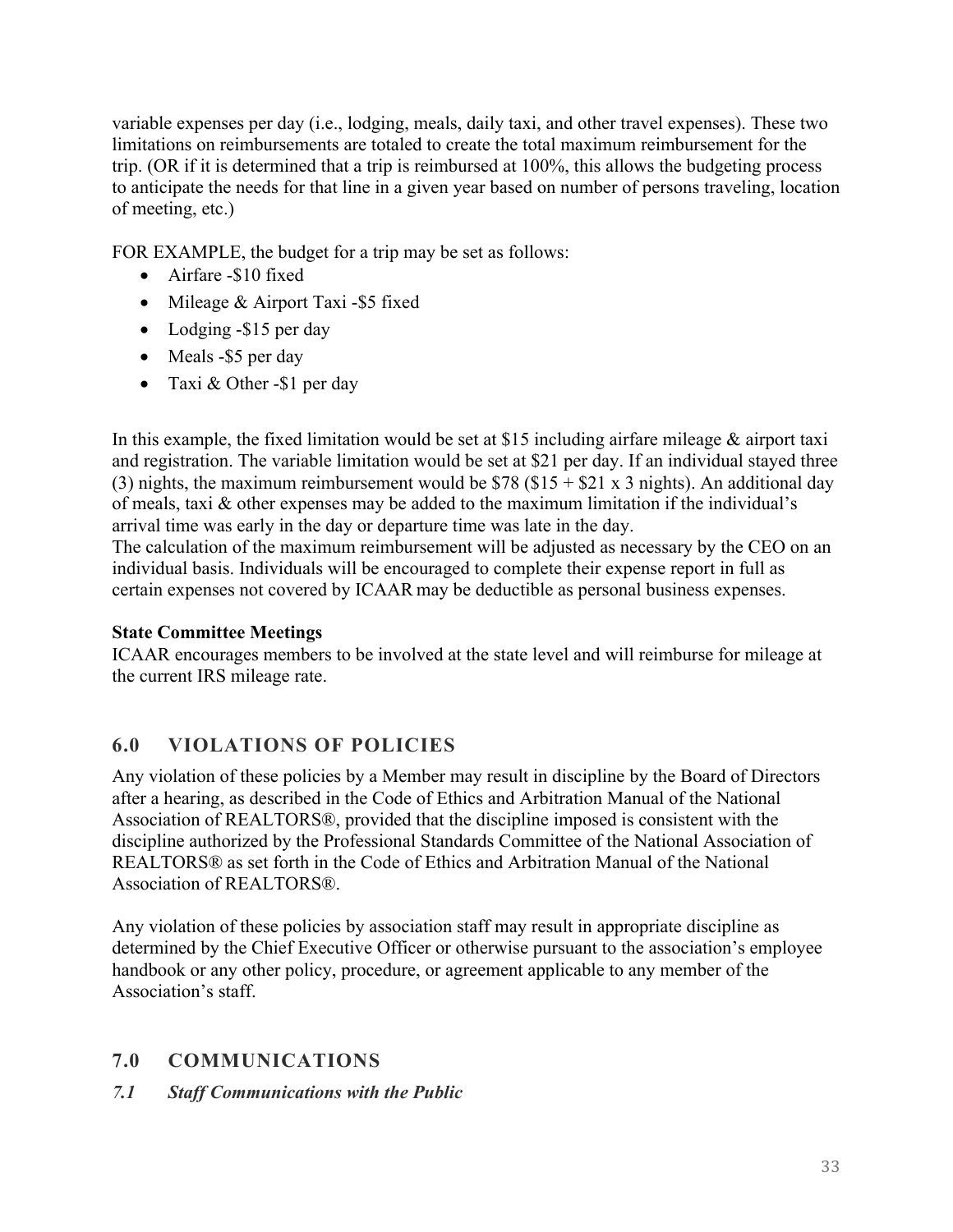variable expenses per day (i.e., lodging, meals, daily taxi, and other travel expenses). These two limitations on reimbursements are totaled to create the total maximum reimbursement for the trip. (OR if it is determined that a trip is reimbursed at 100%, this allows the budgeting process to anticipate the needs for that line in a given year based on number of persons traveling, location of meeting, etc.)

FOR EXAMPLE, the budget for a trip may be set as follows:

- Airfare -$10 fixed
- Mileage & Airport Taxi -$5 fixed
- Lodging -$15 per day
- Meals -$5 per day
- Taxi & Other -$1 per day

In this example, the fixed limitation would be set at $15 including airfare mileage & airport taxi and registration. The variable limitation would be set at $21 per day. If an individual stayed three (3) nights, the maximum reimbursement would be $78 ($15 + $21 x 3 nights). An additional day of meals, taxi & other expenses may be added to the maximum limitation if the individual's arrival time was early in the day or departure time was late in the day.
The calculation of the maximum reimbursement will be adjusted as necessary by the CEO on an individual basis. Individuals will be encouraged to complete their expense report in full as certain expenses not covered by ICAAR may be deductible as personal business expenses.

**State Committee Meetings**
ICAAR encourages members to be involved at the state level and will reimburse for mileage at the current IRS mileage rate.

## 6.0 VIOLATIONS OF POLICIES

Any violation of these policies by a Member may result in discipline by the Board of Directors after a hearing, as described in the Code of Ethics and Arbitration Manual of the National Association of REALTORS®, provided that the discipline imposed is consistent with the discipline authorized by the Professional Standards Committee of the National Association of REALTORS® as set forth in the Code of Ethics and Arbitration Manual of the National Association of REALTORS®.

Any violation of these policies by association staff may result in appropriate discipline as determined by the Chief Executive Officer or otherwise pursuant to the association's employee handbook or any other policy, procedure, or agreement applicable to any member of the Association's staff.

## 7.0 COMMUNICATIONS

### *7.1 Staff Communications with the Public*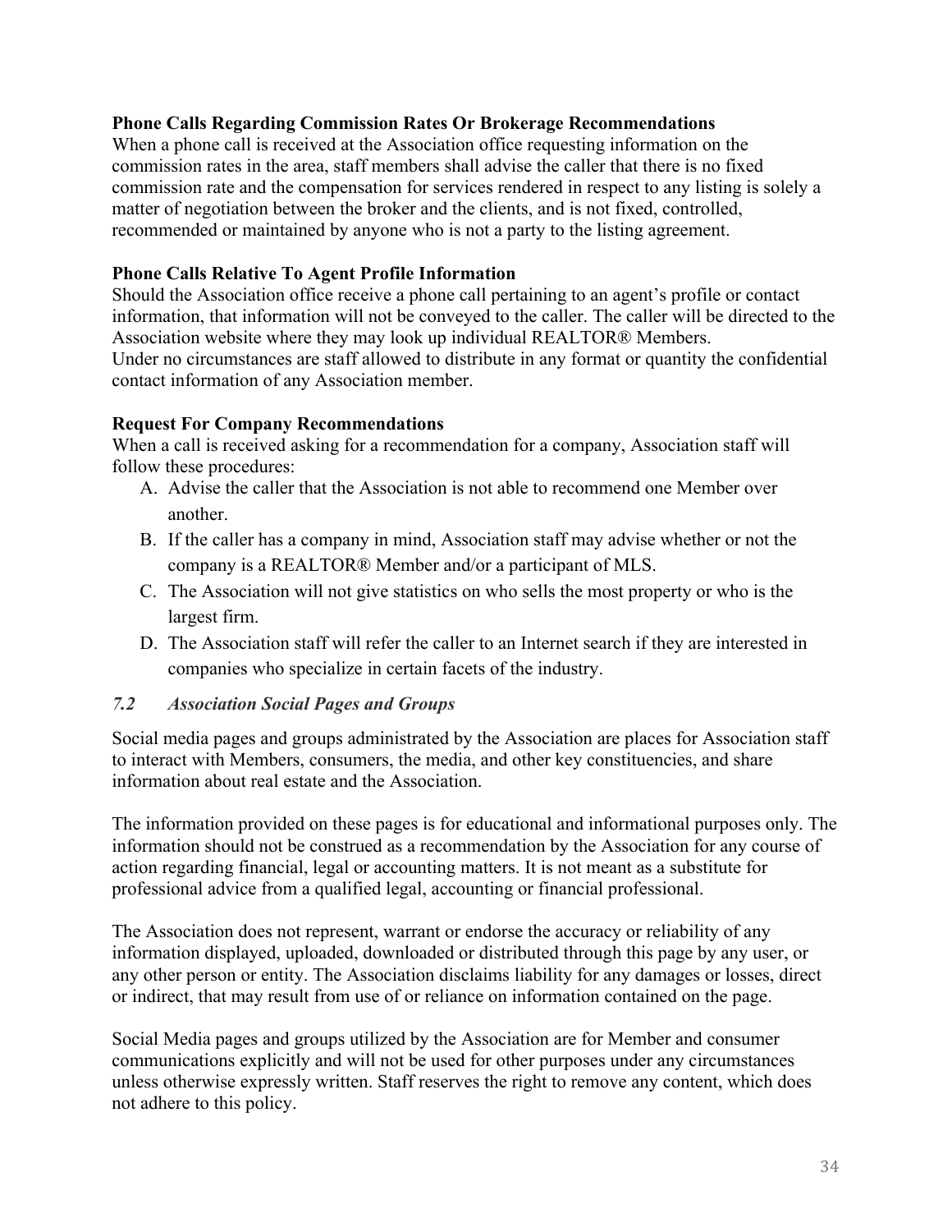**Phone Calls Regarding Commission Rates Or Brokerage Recommendations**
When a phone call is received at the Association office requesting information on the commission rates in the area, staff members shall advise the caller that there is no fixed commission rate and the compensation for services rendered in respect to any listing is solely a matter of negotiation between the broker and the clients, and is not fixed, controlled, recommended or maintained by anyone who is not a party to the listing agreement.

**Phone Calls Relative To Agent Profile Information**
Should the Association office receive a phone call pertaining to an agent's profile or contact information, that information will not be conveyed to the caller. The caller will be directed to the Association website where they may look up individual REALTOR® Members.
Under no circumstances are staff allowed to distribute in any format or quantity the confidential contact information of any Association member.

**Request For Company Recommendations**
When a call is received asking for a recommendation for a company, Association staff will follow these procedures:

A. Advise the caller that the Association is not able to recommend one Member over another.
B. If the caller has a company in mind, Association staff may advise whether or not the company is a REALTOR® Member and/or a participant of MLS.
C. The Association will not give statistics on who sells the most property or who is the largest firm.
D. The Association staff will refer the caller to an Internet search if they are interested in companies who specialize in certain facets of the industry.

### *7.2 Association Social Pages and Groups*

Social media pages and groups administrated by the Association are places for Association staff to interact with Members, consumers, the media, and other key constituencies, and share information about real estate and the Association.

The information provided on these pages is for educational and informational purposes only. The information should not be construed as a recommendation by the Association for any course of action regarding financial, legal or accounting matters. It is not meant as a substitute for professional advice from a qualified legal, accounting or financial professional.

The Association does not represent, warrant or endorse the accuracy or reliability of any information displayed, uploaded, downloaded or distributed through this page by any user, or any other person or entity. The Association disclaims liability for any damages or losses, direct or indirect, that may result from use of or reliance on information contained on the page.

Social Media pages and groups utilized by the Association are for Member and consumer communications explicitly and will not be used for other purposes under any circumstances unless otherwise expressly written. Staff reserves the right to remove any content, which does not adhere to this policy.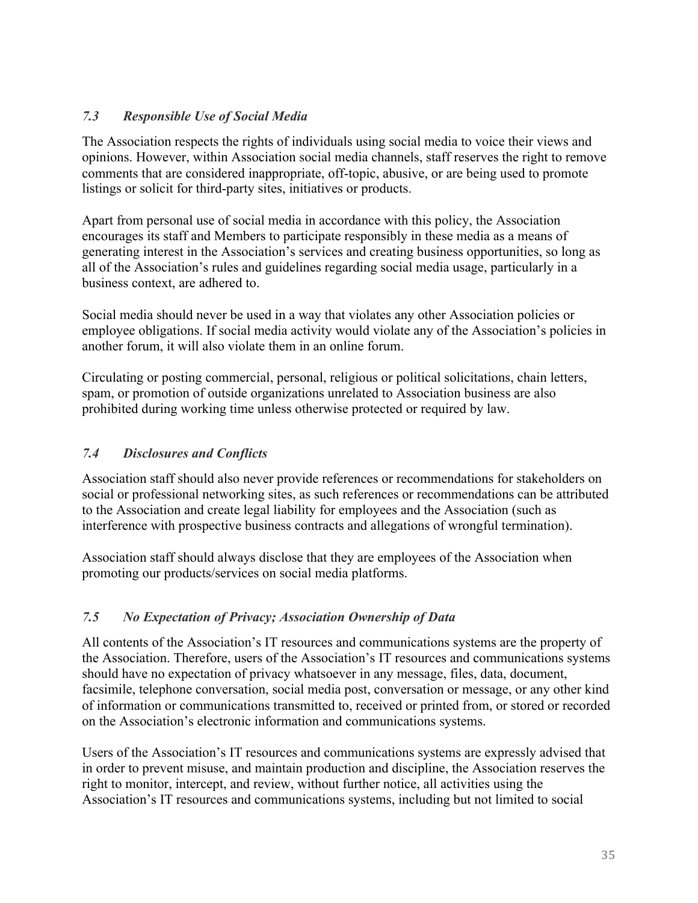### *7.3 Responsible Use of Social Media*

The Association respects the rights of individuals using social media to voice their views and opinions. However, within Association social media channels, staff reserves the right to remove comments that are considered inappropriate, off-topic, abusive, or are being used to promote listings or solicit for third-party sites, initiatives or products.

Apart from personal use of social media in accordance with this policy, the Association encourages its staff and Members to participate responsibly in these media as a means of generating interest in the Association's services and creating business opportunities, so long as all of the Association's rules and guidelines regarding social media usage, particularly in a business context, are adhered to.

Social media should never be used in a way that violates any other Association policies or employee obligations. If social media activity would violate any of the Association's policies in another forum, it will also violate them in an online forum.

Circulating or posting commercial, personal, religious or political solicitations, chain letters, spam, or promotion of outside organizations unrelated to Association business are also prohibited during working time unless otherwise protected or required by law.

### *7.4 Disclosures and Conflicts*

Association staff should also never provide references or recommendations for stakeholders on social or professional networking sites, as such references or recommendations can be attributed to the Association and create legal liability for employees and the Association (such as interference with prospective business contracts and allegations of wrongful termination).

Association staff should always disclose that they are employees of the Association when promoting our products/services on social media platforms.

### *7.5 No Expectation of Privacy; Association Ownership of Data*

All contents of the Association's IT resources and communications systems are the property of the Association. Therefore, users of the Association's IT resources and communications systems should have no expectation of privacy whatsoever in any message, files, data, document, facsimile, telephone conversation, social media post, conversation or message, or any other kind of information or communications transmitted to, received or printed from, or stored or recorded on the Association's electronic information and communications systems.

Users of the Association's IT resources and communications systems are expressly advised that in order to prevent misuse, and maintain production and discipline, the Association reserves the right to monitor, intercept, and review, without further notice, all activities using the Association's IT resources and communications systems, including but not limited to social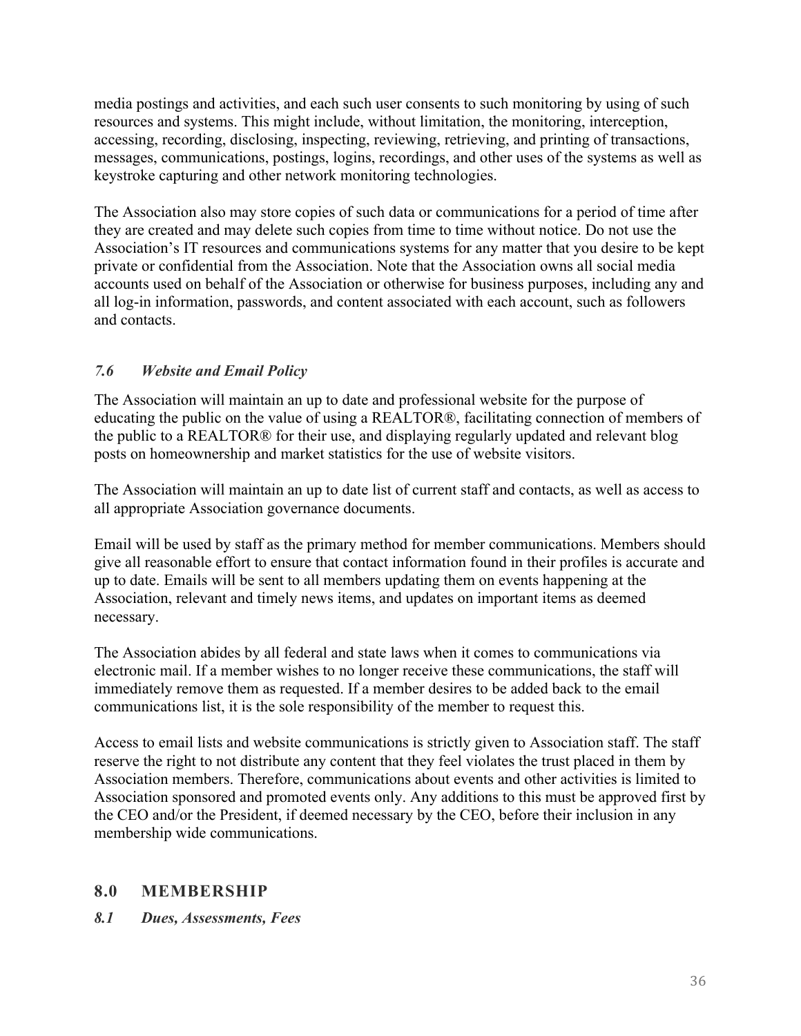media postings and activities, and each such user consents to such monitoring by using of such resources and systems. This might include, without limitation, the monitoring, interception, accessing, recording, disclosing, inspecting, reviewing, retrieving, and printing of transactions, messages, communications, postings, logins, recordings, and other uses of the systems as well as keystroke capturing and other network monitoring technologies.

The Association also may store copies of such data or communications for a period of time after they are created and may delete such copies from time to time without notice. Do not use the Association's IT resources and communications systems for any matter that you desire to be kept private or confidential from the Association. Note that the Association owns all social media accounts used on behalf of the Association or otherwise for business purposes, including any and all log-in information, passwords, and content associated with each account, such as followers and contacts.

### *7.6 Website and Email Policy*

The Association will maintain an up to date and professional website for the purpose of educating the public on the value of using a REALTOR®, facilitating connection of members of the public to a REALTOR® for their use, and displaying regularly updated and relevant blog posts on homeownership and market statistics for the use of website visitors.

The Association will maintain an up to date list of current staff and contacts, as well as access to all appropriate Association governance documents.

Email will be used by staff as the primary method for member communications. Members should give all reasonable effort to ensure that contact information found in their profiles is accurate and up to date. Emails will be sent to all members updating them on events happening at the Association, relevant and timely news items, and updates on important items as deemed necessary.

The Association abides by all federal and state laws when it comes to communications via electronic mail. If a member wishes to no longer receive these communications, the staff will immediately remove them as requested. If a member desires to be added back to the email communications list, it is the sole responsibility of the member to request this.

Access to email lists and website communications is strictly given to Association staff. The staff reserve the right to not distribute any content that they feel violates the trust placed in them by Association members. Therefore, communications about events and other activities is limited to Association sponsored and promoted events only. Any additions to this must be approved first by the CEO and/or the President, if deemed necessary by the CEO, before their inclusion in any membership wide communications.

## 8.0 MEMBERSHIP

### *8.1 Dues, Assessments, Fees*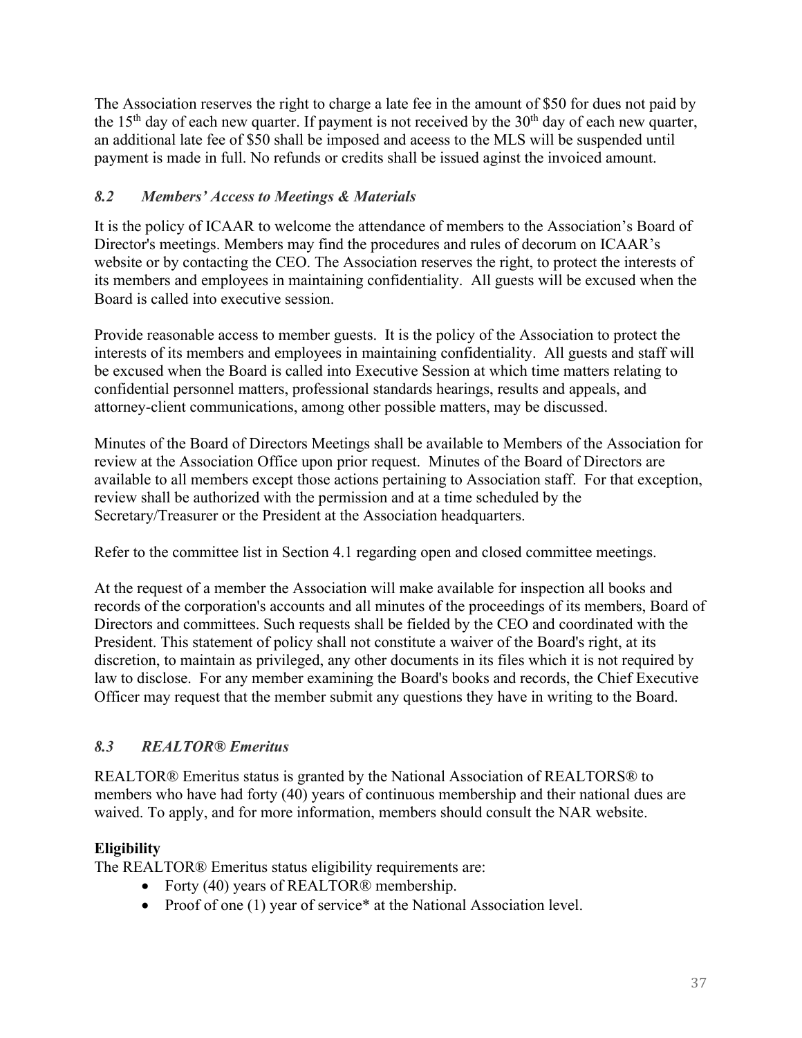The Association reserves the right to charge a late fee in the amount of $50 for dues not paid by the 15th day of each new quarter. If payment is not received by the 30th day of each new quarter, an additional late fee of $50 shall be imposed and acess to the MLS will be suspended until payment is made in full. No refunds or credits shall be issued aginst the invoiced amount.

### *8.2 Members' Access to Meetings & Materials*

It is the policy of ICAAR to welcome the attendance of members to the Association's Board of Director's meetings. Members may find the procedures and rules of decorum on ICAAR's website or by contacting the CEO. The Association reserves the right, to protect the interests of its members and employees in maintaining confidentiality. All guests will be excused when the Board is called into executive session.

Provide reasonable access to member guests. It is the policy of the Association to protect the interests of its members and employees in maintaining confidentiality. All guests and staff will be excused when the Board is called into Executive Session at which time matters relating to confidential personnel matters, professional standards hearings, results and appeals, and attorney-client communications, among other possible matters, may be discussed.

Minutes of the Board of Directors Meetings shall be available to Members of the Association for review at the Association Office upon prior request. Minutes of the Board of Directors are available to all members except those actions pertaining to Association staff. For that exception, review shall be authorized with the permission and at a time scheduled by the Secretary/Treasurer or the President at the Association headquarters.

Refer to the committee list in Section 4.1 regarding open and closed committee meetings.

At the request of a member the Association will make available for inspection all books and records of the corporation's accounts and all minutes of the proceedings of its members, Board of Directors and committees. Such requests shall be fielded by the CEO and coordinated with the President. This statement of policy shall not constitute a waiver of the Board's right, at its discretion, to maintain as privileged, any other documents in its files which it is not required by law to disclose. For any member examining the Board's books and records, the Chief Executive Officer may request that the member submit any questions they have in writing to the Board.

### *8.3 REALTOR® Emeritus*

REALTOR® Emeritus status is granted by the National Association of REALTORS® to members who have had forty (40) years of continuous membership and their national dues are waived. To apply, and for more information, members should consult the NAR website.

**Eligibility**

The REALTOR® Emeritus status eligibility requirements are:

- Forty (40) years of REALTOR® membership.
- Proof of one (1) year of service* at the National Association level.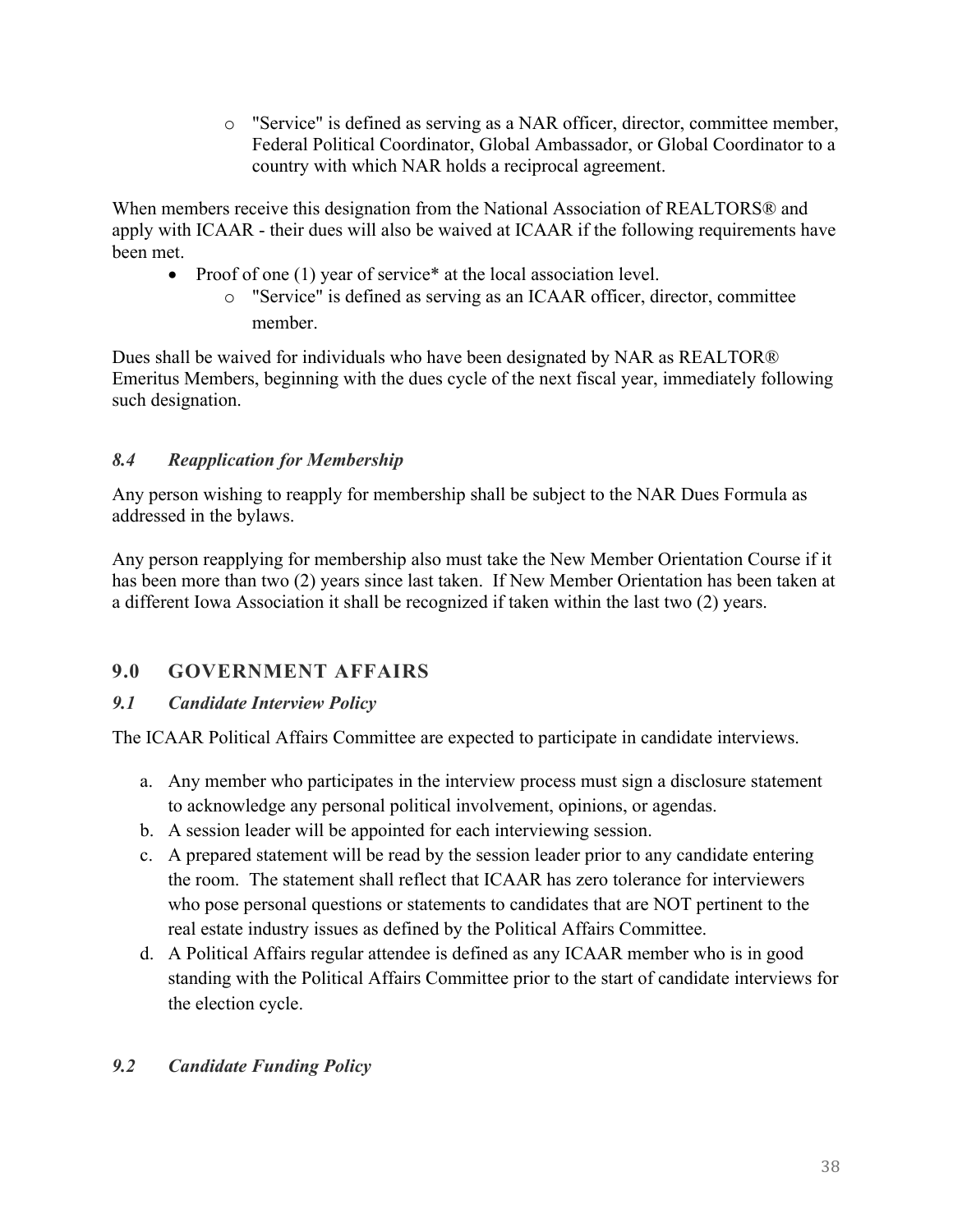- "Service" is defined as serving as a NAR officer, director, committee member, Federal Political Coordinator, Global Ambassador, or Global Coordinator to a country with which NAR holds a reciprocal agreement.

When members receive this designation from the National Association of REALTORS® and apply with ICAAR - their dues will also be waived at ICAAR if the following requirements have been met.

- Proof of one (1) year of service* at the local association level.
    - "Service" is defined as serving as an ICAAR officer, director, committee member.

Dues shall be waived for individuals who have been designated by NAR as REALTOR® Emeritus Members, beginning with the dues cycle of the next fiscal year, immediately following such designation.

### *8.4 Reapplication for Membership*

Any person wishing to reapply for membership shall be subject to the NAR Dues Formula as addressed in the bylaws.

Any person reapplying for membership also must take the New Member Orientation Course if it has been more than two (2) years since last taken. If New Member Orientation has been taken at a different Iowa Association it shall be recognized if taken within the last two (2) years.

## 9.0 GOVERNMENT AFFAIRS

### *9.1 Candidate Interview Policy*

The ICAAR Political Affairs Committee are expected to participate in candidate interviews.

a. Any member who participates in the interview process must sign a disclosure statement to acknowledge any personal political involvement, opinions, or agendas.
b. A session leader will be appointed for each interviewing session.
c. A prepared statement will be read by the session leader prior to any candidate entering the room. The statement shall reflect that ICAAR has zero tolerance for interviewers who pose personal questions or statements to candidates that are NOT pertinent to the real estate industry issues as defined by the Political Affairs Committee.
d. A Political Affairs regular attendee is defined as any ICAAR member who is in good standing with the Political Affairs Committee prior to the start of candidate interviews for the election cycle.

### *9.2 Candidate Funding Policy*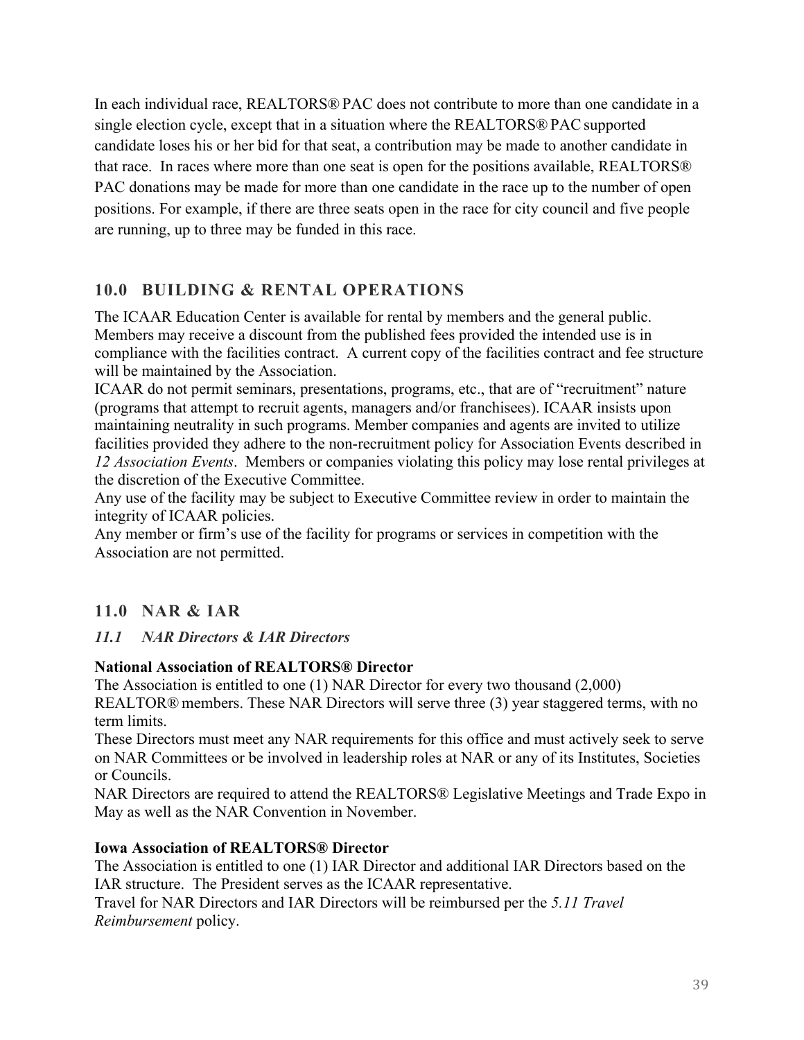In each individual race, REALTORS® PAC does not contribute to more than one candidate in a single election cycle, except that in a situation where the REALTORS® PAC supported candidate loses his or her bid for that seat, a contribution may be made to another candidate in that race. In races where more than one seat is open for the positions available, REALTORS® PAC donations may be made for more than one candidate in the race up to the number of open positions. For example, if there are three seats open in the race for city council and five people are running, up to three may be funded in this race.

## 10.0 BUILDING & RENTAL OPERATIONS

The ICAAR Education Center is available for rental by members and the general public. Members may receive a discount from the published fees provided the intended use is in compliance with the facilities contract. A current copy of the facilities contract and fee structure will be maintained by the Association.

ICAAR do not permit seminars, presentations, programs, etc., that are of "recruitment" nature (programs that attempt to recruit agents, managers and/or franchisees). ICAAR insists upon maintaining neutrality in such programs. Member companies and agents are invited to utilize facilities provided they adhere to the non-recruitment policy for Association Events described in *12 Association Events*. Members or companies violating this policy may lose rental privileges at the discretion of the Executive Committee.

Any use of the facility may be subject to Executive Committee review in order to maintain the integrity of ICAAR policies.

Any member or firm's use of the facility for programs or services in competition with the Association are not permitted.

## 11.0 NAR & IAR

### *11.1 NAR Directors & IAR Directors*

**National Association of REALTORS® Director**

The Association is entitled to one (1) NAR Director for every two thousand (2,000) REALTOR® members. These NAR Directors will serve three (3) year staggered terms, with no term limits.

These Directors must meet any NAR requirements for this office and must actively seek to serve on NAR Committees or be involved in leadership roles at NAR or any of its Institutes, Societies or Councils.

NAR Directors are required to attend the REALTORS® Legislative Meetings and Trade Expo in May as well as the NAR Convention in November.

**Iowa Association of REALTORS® Director**

The Association is entitled to one (1) IAR Director and additional IAR Directors based on the IAR structure. The President serves as the ICAAR representative.

Travel for NAR Directors and IAR Directors will be reimbursed per the *5.11 Travel Reimbursement* policy.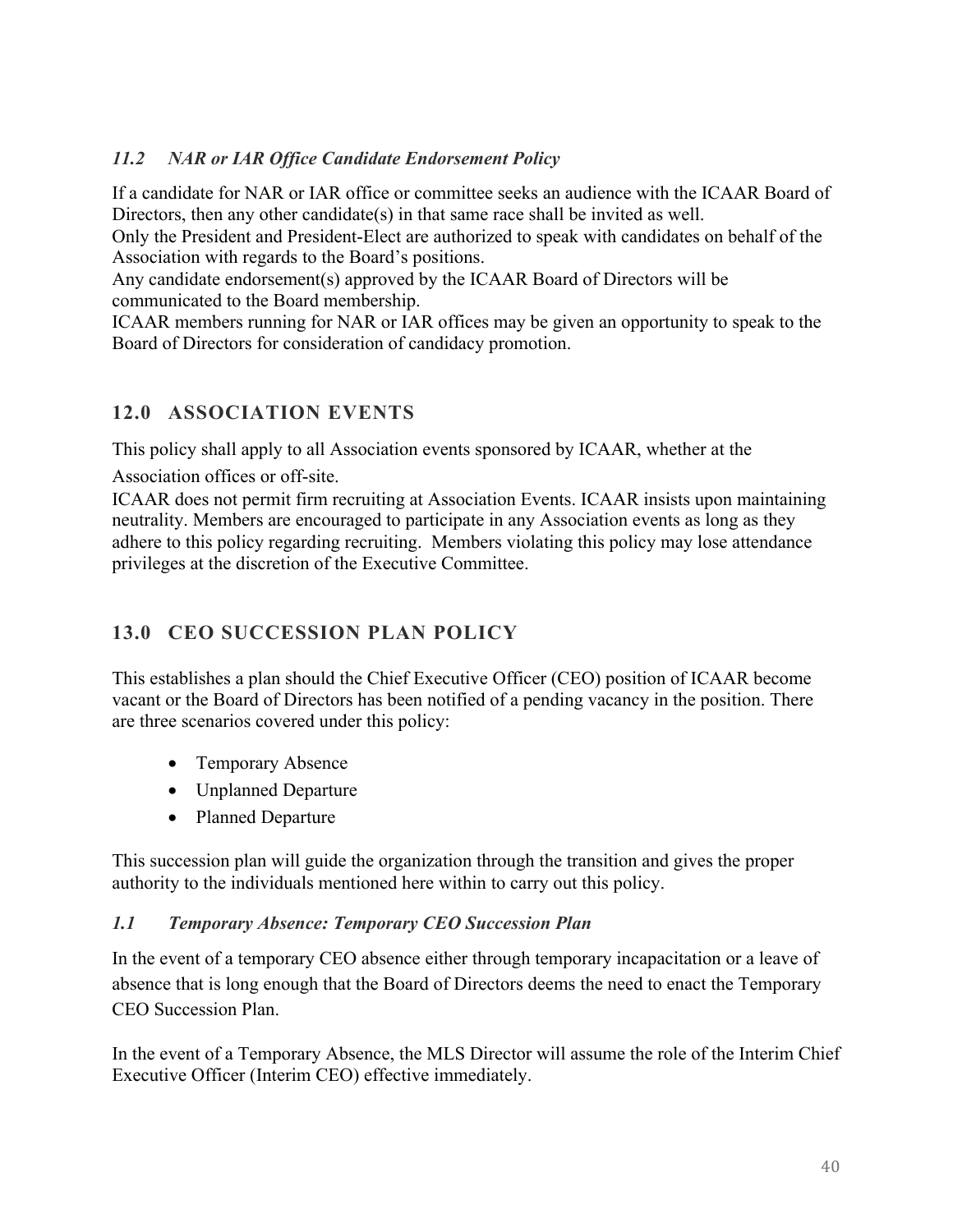### *11.2 NAR or IAR Office Candidate Endorsement Policy*

If a candidate for NAR or IAR office or committee seeks an audience with the ICAAR Board of Directors, then any other candidate(s) in that same race shall be invited as well.
Only the President and President-Elect are authorized to speak with candidates on behalf of the Association with regards to the Board's positions.
Any candidate endorsement(s) approved by the ICAAR Board of Directors will be communicated to the Board membership.
ICAAR members running for NAR or IAR offices may be given an opportunity to speak to the Board of Directors for consideration of candidacy promotion.

## 12.0 ASSOCIATION EVENTS

This policy shall apply to all Association events sponsored by ICAAR, whether at the Association offices or off-site.
ICAAR does not permit firm recruiting at Association Events. ICAAR insists upon maintaining neutrality. Members are encouraged to participate in any Association events as long as they adhere to this policy regarding recruiting. Members violating this policy may lose attendance privileges at the discretion of the Executive Committee.

## 13.0 CEO SUCCESSION PLAN POLICY

This establishes a plan should the Chief Executive Officer (CEO) position of ICAAR become vacant or the Board of Directors has been notified of a pending vacancy in the position. There are three scenarios covered under this policy:

- Temporary Absence
- Unplanned Departure
- Planned Departure

This succession plan will guide the organization through the transition and gives the proper authority to the individuals mentioned here within to carry out this policy.

### *1.1 Temporary Absence: Temporary CEO Succession Plan*

In the event of a temporary CEO absence either through temporary incapacitation or a leave of absence that is long enough that the Board of Directors deems the need to enact the Temporary CEO Succession Plan.

In the event of a Temporary Absence, the MLS Director will assume the role of the Interim Chief Executive Officer (Interim CEO) effective immediately.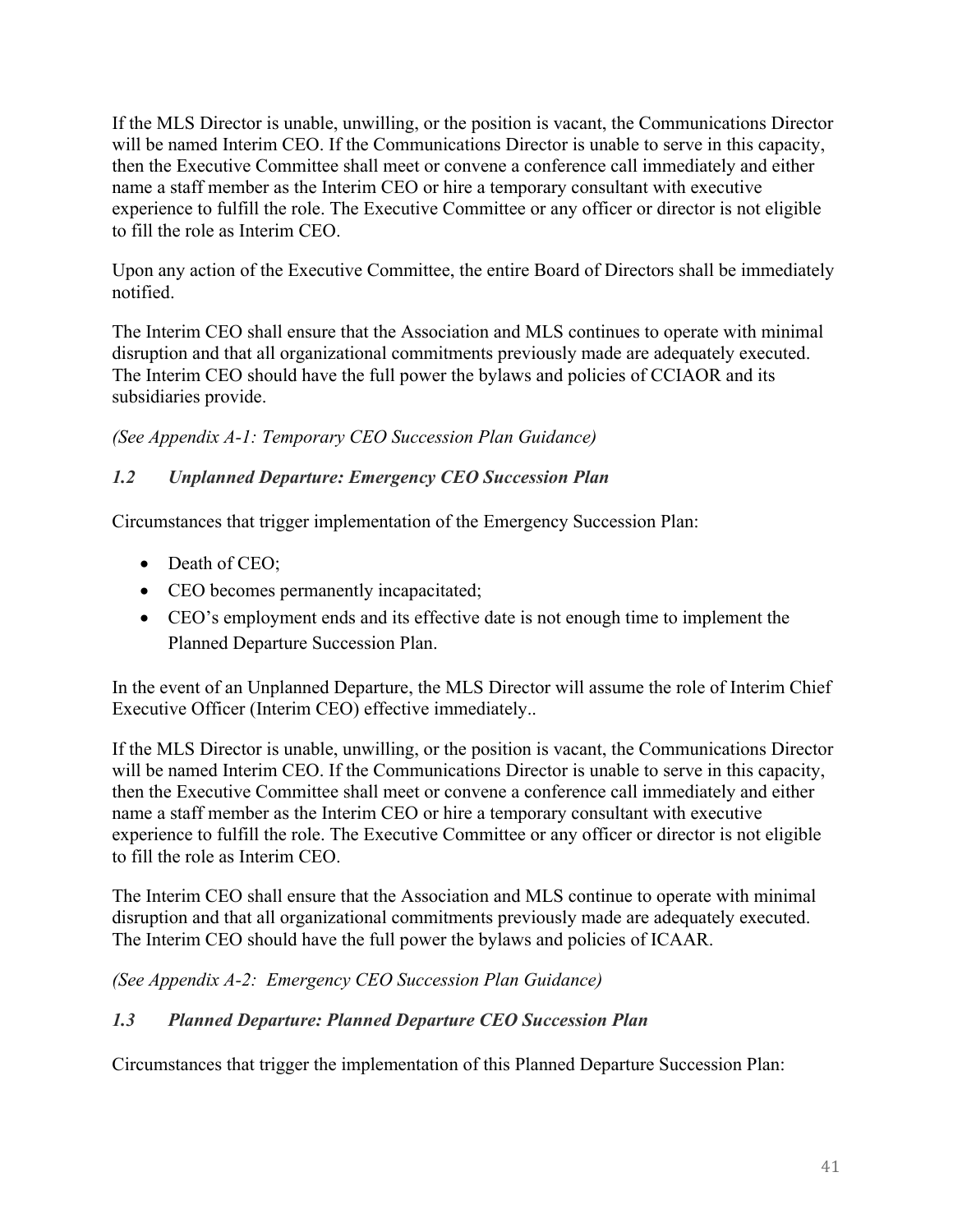If the MLS Director is unable, unwilling, or the position is vacant, the Communications Director will be named Interim CEO. If the Communications Director is unable to serve in this capacity, then the Executive Committee shall meet or convene a conference call immediately and either name a staff member as the Interim CEO or hire a temporary consultant with executive experience to fulfill the role. The Executive Committee or any officer or director is not eligible to fill the role as Interim CEO.

Upon any action of the Executive Committee, the entire Board of Directors shall be immediately notified.

The Interim CEO shall ensure that the Association and MLS continues to operate with minimal disruption and that all organizational commitments previously made are adequately executed. The Interim CEO should have the full power the bylaws and policies of CCIAOR and its subsidiaries provide.

*(See Appendix A-1: Temporary CEO Succession Plan Guidance)*

### *1.2 Unplanned Departure: Emergency CEO Succession Plan*

Circumstances that trigger implementation of the Emergency Succession Plan:

- Death of CEO;
- CEO becomes permanently incapacitated;
- CEO's employment ends and its effective date is not enough time to implement the Planned Departure Succession Plan.

In the event of an Unplanned Departure, the MLS Director will assume the role of Interim Chief Executive Officer (Interim CEO) effective immediately..

If the MLS Director is unable, unwilling, or the position is vacant, the Communications Director will be named Interim CEO. If the Communications Director is unable to serve in this capacity, then the Executive Committee shall meet or convene a conference call immediately and either name a staff member as the Interim CEO or hire a temporary consultant with executive experience to fulfill the role. The Executive Committee or any officer or director is not eligible to fill the role as Interim CEO.

The Interim CEO shall ensure that the Association and MLS continue to operate with minimal disruption and that all organizational commitments previously made are adequately executed. The Interim CEO should have the full power the bylaws and policies of ICAAR.

*(See Appendix A-2: Emergency CEO Succession Plan Guidance)*

### *1.3 Planned Departure: Planned Departure CEO Succession Plan*

Circumstances that trigger the implementation of this Planned Departure Succession Plan: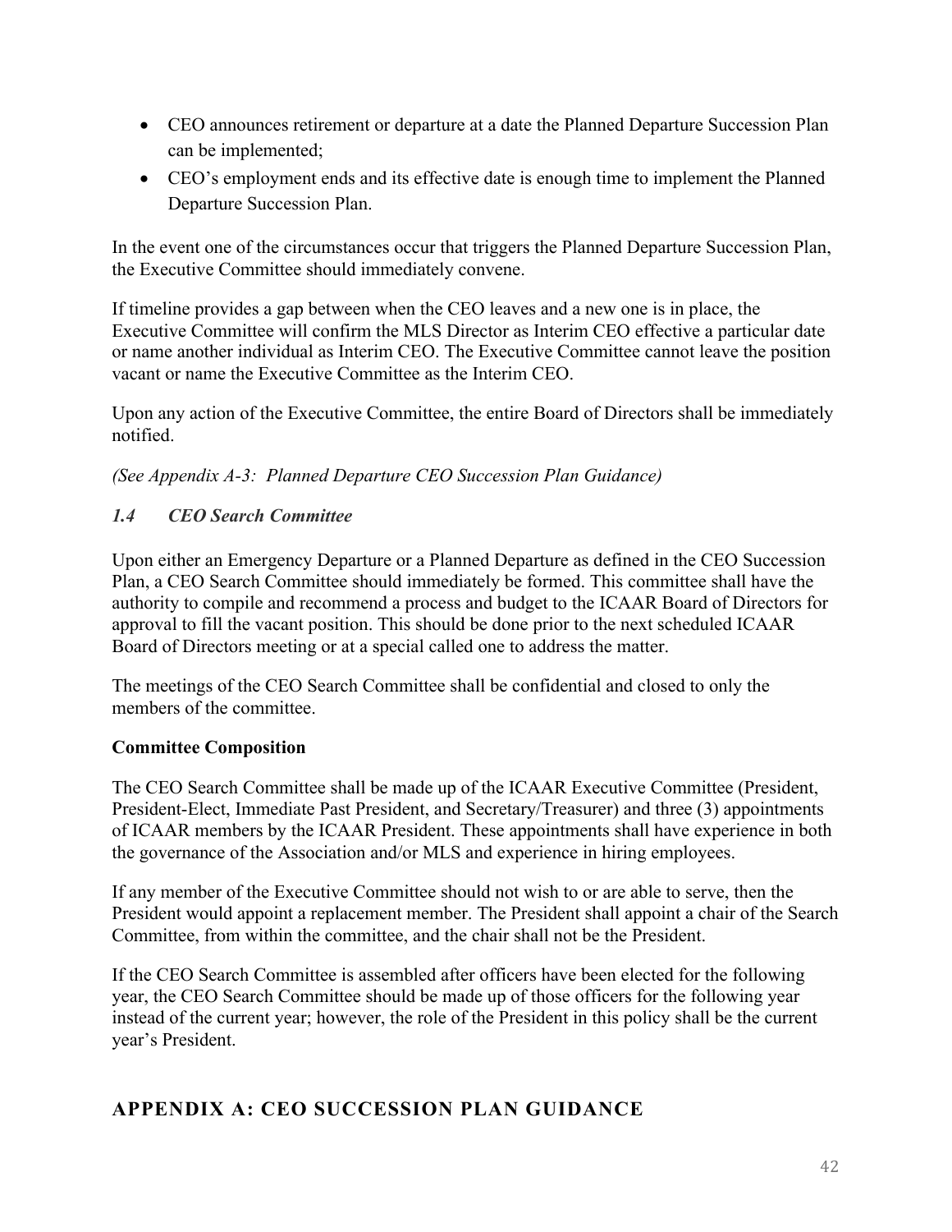- CEO announces retirement or departure at a date the Planned Departure Succession Plan can be implemented;
- CEO's employment ends and its effective date is enough time to implement the Planned Departure Succession Plan.

In the event one of the circumstances occur that triggers the Planned Departure Succession Plan, the Executive Committee should immediately convene.

If timeline provides a gap between when the CEO leaves and a new one is in place, the Executive Committee will confirm the MLS Director as Interim CEO effective a particular date or name another individual as Interim CEO. The Executive Committee cannot leave the position vacant or name the Executive Committee as the Interim CEO.

Upon any action of the Executive Committee, the entire Board of Directors shall be immediately notified.

*(See Appendix A-3: Planned Departure CEO Succession Plan Guidance)*

### *1.4 CEO Search Committee*

Upon either an Emergency Departure or a Planned Departure as defined in the CEO Succession Plan, a CEO Search Committee should immediately be formed. This committee shall have the authority to compile and recommend a process and budget to the ICAAR Board of Directors for approval to fill the vacant position. This should be done prior to the next scheduled ICAAR Board of Directors meeting or at a special called one to address the matter.

The meetings of the CEO Search Committee shall be confidential and closed to only the members of the committee.

**Committee Composition**

The CEO Search Committee shall be made up of the ICAAR Executive Committee (President, President-Elect, Immediate Past President, and Secretary/Treasurer) and three (3) appointments of ICAAR members by the ICAAR President. These appointments shall have experience in both the governance of the Association and/or MLS and experience in hiring employees.

If any member of the Executive Committee should not wish to or are able to serve, then the President would appoint a replacement member. The President shall appoint a chair of the Search Committee, from within the committee, and the chair shall not be the President.

If the CEO Search Committee is assembled after officers have been elected for the following year, the CEO Search Committee should be made up of those officers for the following year instead of the current year; however, the role of the President in this policy shall be the current year's President.

## APPENDIX A: CEO SUCCESSION PLAN GUIDANCE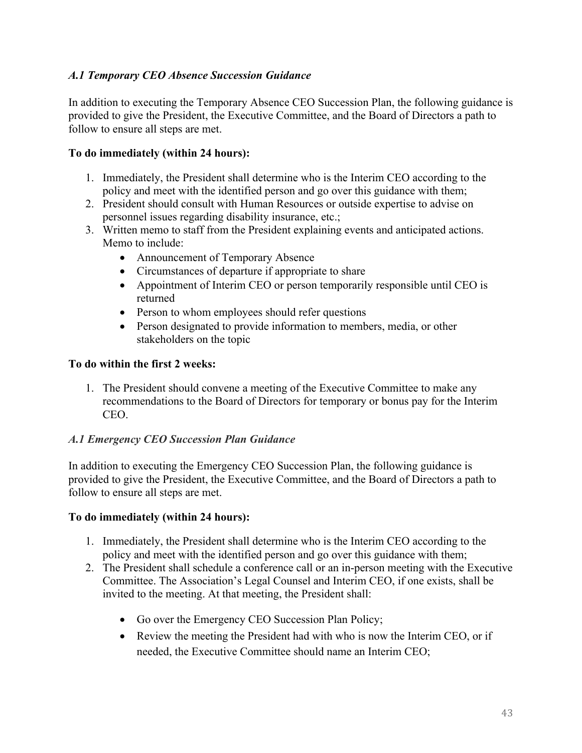### *A.1 Temporary CEO Absence Succession Guidance*

In addition to executing the Temporary Absence CEO Succession Plan, the following guidance is provided to give the President, the Executive Committee, and the Board of Directors a path to follow to ensure all steps are met.

**To do immediately (within 24 hours):**

1. Immediately, the President shall determine who is the Interim CEO according to the policy and meet with the identified person and go over this guidance with them;
2. President should consult with Human Resources or outside expertise to advise on personnel issues regarding disability insurance, etc.;
3. Written memo to staff from the President explaining events and anticipated actions. Memo to include:
   - Announcement of Temporary Absence
   - Circumstances of departure if appropriate to share
   - Appointment of Interim CEO or person temporarily responsible until CEO is returned
   - Person to whom employees should refer questions
   - Person designated to provide information to members, media, or other stakeholders on the topic

**To do within the first 2 weeks:**

1. The President should convene a meeting of the Executive Committee to make any recommendations to the Board of Directors for temporary or bonus pay for the Interim CEO.

### *A.1 Emergency CEO Succession Plan Guidance*

In addition to executing the Emergency CEO Succession Plan, the following guidance is provided to give the President, the Executive Committee, and the Board of Directors a path to follow to ensure all steps are met.

**To do immediately (within 24 hours):**

1. Immediately, the President shall determine who is the Interim CEO according to the policy and meet with the identified person and go over this guidance with them;
2. The President shall schedule a conference call or an in-person meeting with the Executive Committee. The Association's Legal Counsel and Interim CEO, if one exists, shall be invited to the meeting. At that meeting, the President shall:
   - Go over the Emergency CEO Succession Plan Policy;
   - Review the meeting the President had with who is now the Interim CEO, or if needed, the Executive Committee should name an Interim CEO;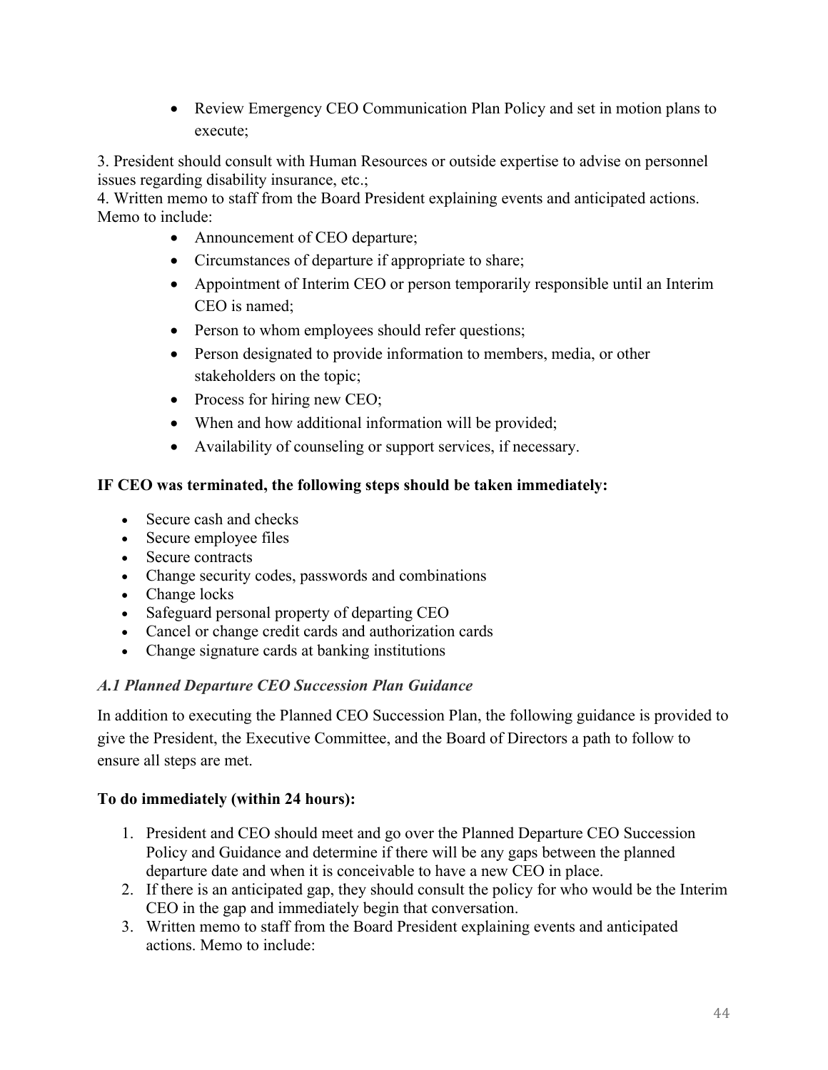- Review Emergency CEO Communication Plan Policy and set in motion plans to execute;

3. President should consult with Human Resources or outside expertise to advise on personnel issues regarding disability insurance, etc.;
4. Written memo to staff from the Board President explaining events and anticipated actions. Memo to include:
    - Announcement of CEO departure;
    - Circumstances of departure if appropriate to share;
    - Appointment of Interim CEO or person temporarily responsible until an Interim CEO is named;
    - Person to whom employees should refer questions;
    - Person designated to provide information to members, media, or other stakeholders on the topic;
    - Process for hiring new CEO;
    - When and how additional information will be provided;
    - Availability of counseling or support services, if necessary.

**IF CEO was terminated, the following steps should be taken immediately:**

- Secure cash and checks
- Secure employee files
- Secure contracts
- Change security codes, passwords and combinations
- Change locks
- Safeguard personal property of departing CEO
- Cancel or change credit cards and authorization cards
- Change signature cards at banking institutions

### *A.1 Planned Departure CEO Succession Plan Guidance*

In addition to executing the Planned CEO Succession Plan, the following guidance is provided to give the President, the Executive Committee, and the Board of Directors a path to follow to ensure all steps are met.

**To do immediately (within 24 hours):**

1. President and CEO should meet and go over the Planned Departure CEO Succession Policy and Guidance and determine if there will be any gaps between the planned departure date and when it is conceivable to have a new CEO in place.
2. If there is an anticipated gap, they should consult the policy for who would be the Interim CEO in the gap and immediately begin that conversation.
3. Written memo to staff from the Board President explaining events and anticipated actions. Memo to include: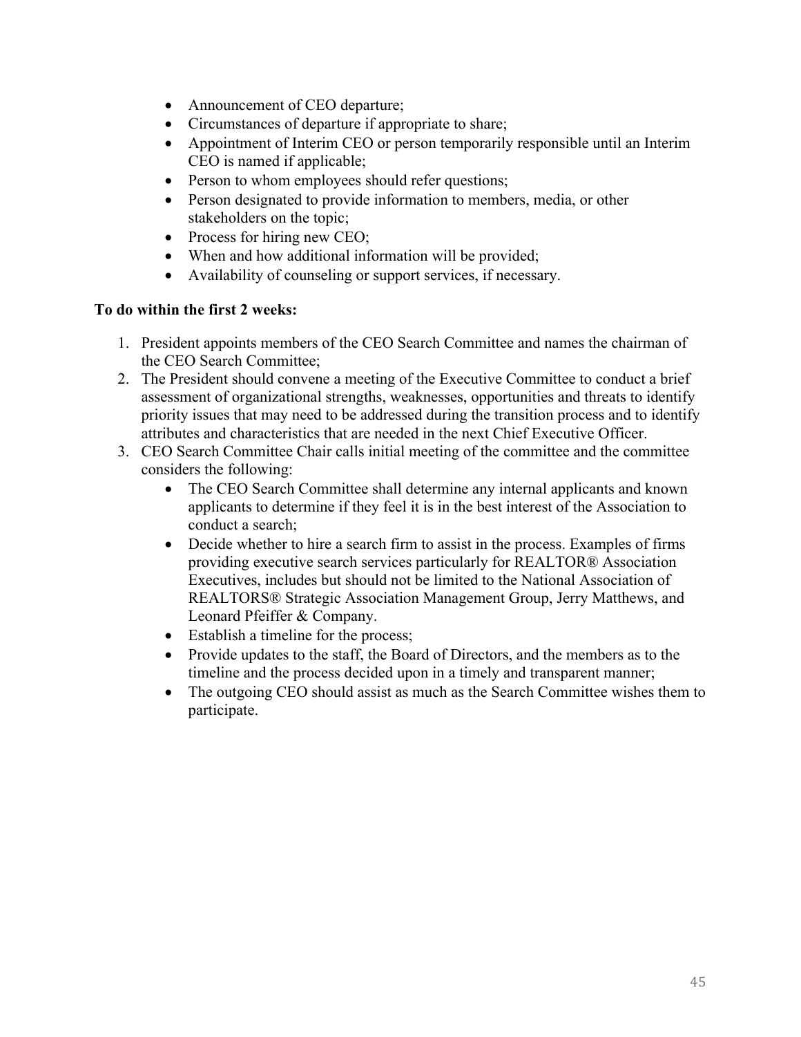- Announcement of CEO departure;
- Circumstances of departure if appropriate to share;
- Appointment of Interim CEO or person temporarily responsible until an Interim CEO is named if applicable;
- Person to whom employees should refer questions;
- Person designated to provide information to members, media, or other stakeholders on the topic;
- Process for hiring new CEO;
- When and how additional information will be provided;
- Availability of counseling or support services, if necessary.

**To do within the first 2 weeks:**

1. President appoints members of the CEO Search Committee and names the chairman of the CEO Search Committee;
2. The President should convene a meeting of the Executive Committee to conduct a brief assessment of organizational strengths, weaknesses, opportunities and threats to identify priority issues that may need to be addressed during the transition process and to identify attributes and characteristics that are needed in the next Chief Executive Officer.
3. CEO Search Committee Chair calls initial meeting of the committee and the committee considers the following:
   - The CEO Search Committee shall determine any internal applicants and known applicants to determine if they feel it is in the best interest of the Association to conduct a search;
   - Decide whether to hire a search firm to assist in the process. Examples of firms providing executive search services particularly for REALTOR® Association Executives, includes but should not be limited to the National Association of REALTORS® Strategic Association Management Group, Jerry Matthews, and Leonard Pfeiffer & Company.
   - Establish a timeline for the process;
   - Provide updates to the staff, the Board of Directors, and the members as to the timeline and the process decided upon in a timely and transparent manner;
   - The outgoing CEO should assist as much as the Search Committee wishes them to participate.